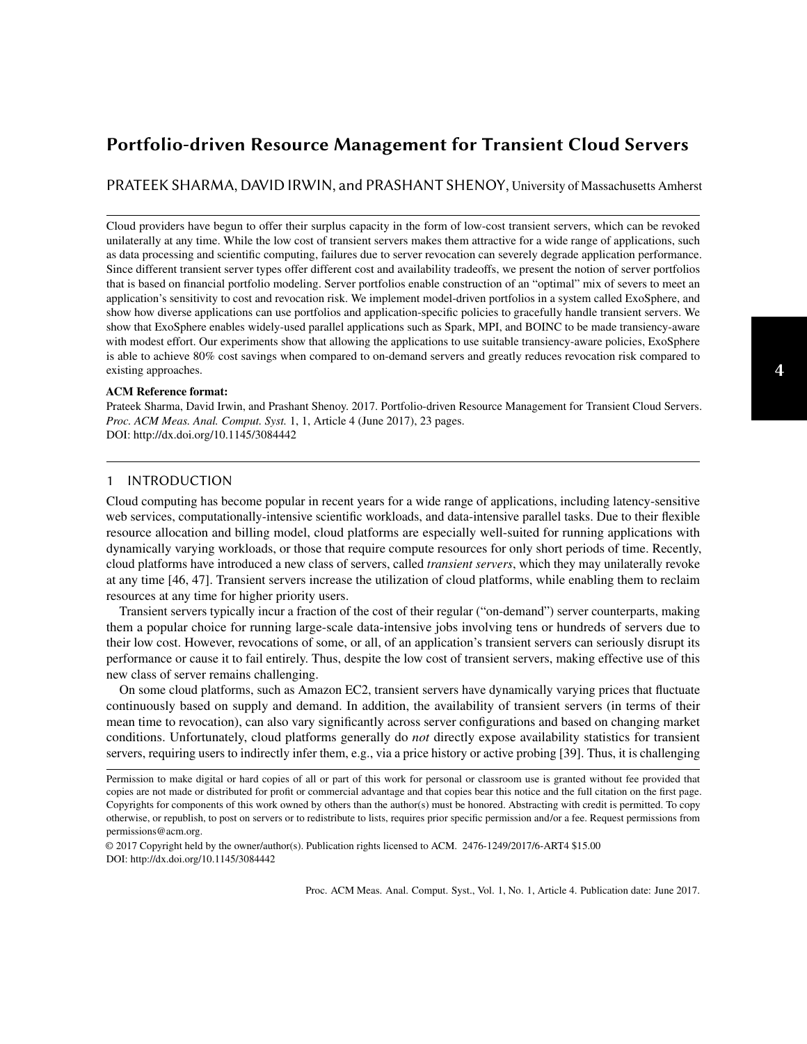# Portfolio-driven Resource Management for Transient Cloud Servers

PRATEEK SHARMA, DAVID IRWIN, and PRASHANT SHENOY, University of Massachusetts Amherst

Cloud providers have begun to offer their surplus capacity in the form of low-cost transient servers, which can be revoked unilaterally at any time. While the low cost of transient servers makes them attractive for a wide range of applications, such as data processing and scientific computing, failures due to server revocation can severely degrade application performance. Since different transient server types offer different cost and availability tradeoffs, we present the notion of server portfolios that is based on financial portfolio modeling. Server portfolios enable construction of an "optimal" mix of severs to meet an application's sensitivity to cost and revocation risk. We implement model-driven portfolios in a system called ExoSphere, and show how diverse applications can use portfolios and application-specific policies to gracefully handle transient servers. We show that ExoSphere enables widely-used parallel applications such as Spark, MPI, and BOINC to be made transiency-aware with modest effort. Our experiments show that allowing the applications to use suitable transiency-aware policies, ExoSphere is able to achieve 80% cost savings when compared to on-demand servers and greatly reduces revocation risk compared to existing approaches.

**ACM Reference format:**
Prateek Sharma, David Irwin, and Prashant Shenoy. 2017. Portfolio-driven Resource Management for Transient Cloud Servers. *Proc. ACM Meas. Anal. Comput. Syst.* 1, 1, Article 4 (June 2017), 23 pages.
DOI: http://dx.doi.org/10.1145/3084442

## 1 INTRODUCTION

Cloud computing has become popular in recent years for a wide range of applications, including latency-sensitive web services, computationally-intensive scientific workloads, and data-intensive parallel tasks. Due to their flexible resource allocation and billing model, cloud platforms are especially well-suited for running applications with dynamically varying workloads, or those that require compute resources for only short periods of time. Recently, cloud platforms have introduced a new class of servers, called *transient servers*, which they may unilaterally revoke at any time [46, 47]. Transient servers increase the utilization of cloud platforms, while enabling them to reclaim resources at any time for higher priority users.

Transient servers typically incur a fraction of the cost of their regular ("on-demand") server counterparts, making them a popular choice for running large-scale data-intensive jobs involving tens or hundreds of servers due to their low cost. However, revocations of some, or all, of an application's transient servers can seriously disrupt its performance or cause it to fail entirely. Thus, despite the low cost of transient servers, making effective use of this new class of server remains challenging.

On some cloud platforms, such as Amazon EC2, transient servers have dynamically varying prices that fluctuate continuously based on supply and demand. In addition, the availability of transient servers (in terms of their mean time to revocation), can also vary significantly across server configurations and based on changing market conditions. Unfortunately, cloud platforms generally do *not* directly expose availability statistics for transient servers, requiring users to indirectly infer them, e.g., via a price history or active probing [39]. Thus, it is challenging

Permission to make digital or hard copies of all or part of this work for personal or classroom use is granted without fee provided that copies are not made or distributed for profit or commercial advantage and that copies bear this notice and the full citation on the first page. Copyrights for components of this work owned by others than the author(s) must be honored. Abstracting with credit is permitted. To copy otherwise, or republish, to post on servers or to redistribute to lists, requires prior specific permission and/or a fee. Request permissions from permissions@acm.org.

© 2017 Copyright held by the owner/author(s). Publication rights licensed to ACM. 2476-1249/2017/6-ART4 $15.00
DOI: http://dx.doi.org/10.1145/3084442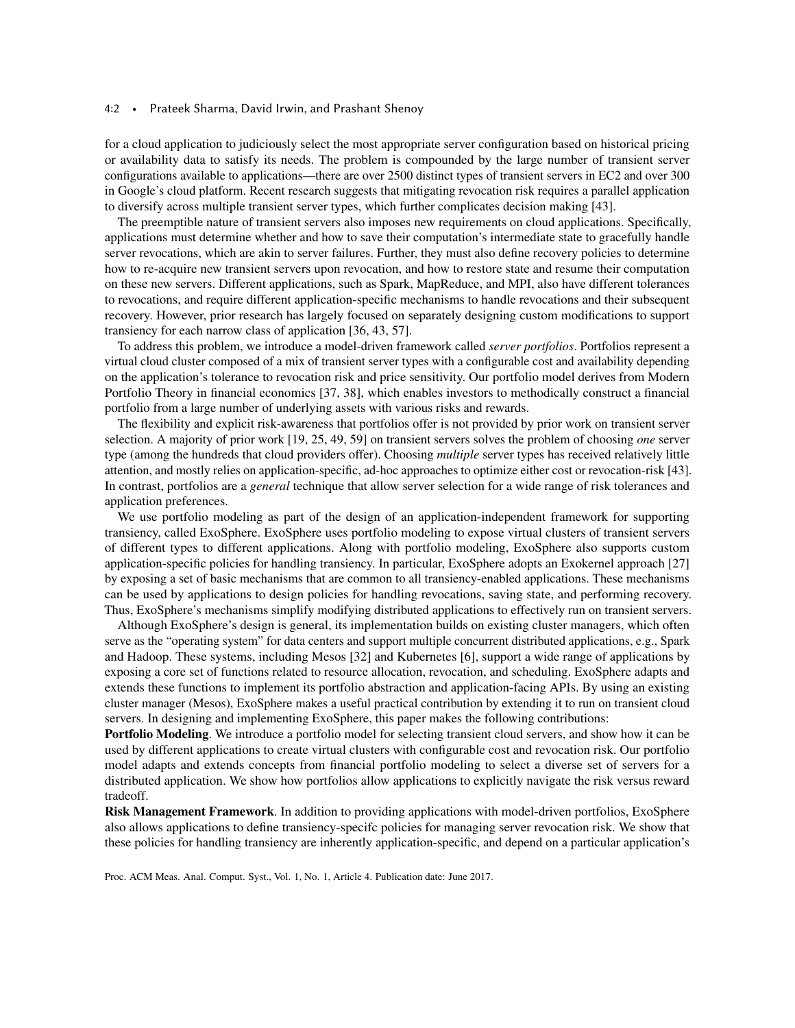for a cloud application to judiciously select the most appropriate server configuration based on historical pricing or availability data to satisfy its needs. The problem is compounded by the large number of transient server configurations available to applications—there are over 2500 distinct types of transient servers in EC2 and over 300 in Google's cloud platform. Recent research suggests that mitigating revocation risk requires a parallel application to diversify across multiple transient server types, which further complicates decision making [43].

The preemptible nature of transient servers also imposes new requirements on cloud applications. Specifically, applications must determine whether and how to save their computation's intermediate state to gracefully handle server revocations, which are akin to server failures. Further, they must also define recovery policies to determine how to re-acquire new transient servers upon revocation, and how to restore state and resume their computation on these new servers. Different applications, such as Spark, MapReduce, and MPI, also have different tolerances to revocations, and require different application-specific mechanisms to handle revocations and their subsequent recovery. However, prior research has largely focused on separately designing custom modifications to support transiency for each narrow class of application [36, 43, 57].

To address this problem, we introduce a model-driven framework called *server portfolios*. Portfolios represent a virtual cloud cluster composed of a mix of transient server types with a configurable cost and availability depending on the application's tolerance to revocation risk and price sensitivity. Our portfolio model derives from Modern Portfolio Theory in financial economics [37, 38], which enables investors to methodically construct a financial portfolio from a large number of underlying assets with various risks and rewards.

The flexibility and explicit risk-awareness that portfolios offer is not provided by prior work on transient server selection. A majority of prior work [19, 25, 49, 59] on transient servers solves the problem of choosing *one* server type (among the hundreds that cloud providers offer). Choosing *multiple* server types has received relatively little attention, and mostly relies on application-specific, ad-hoc approaches to optimize either cost or revocation-risk [43]. In contrast, portfolios are a *general* technique that allow server selection for a wide range of risk tolerances and application preferences.

We use portfolio modeling as part of the design of an application-independent framework for supporting transiency, called ExoSphere. ExoSphere uses portfolio modeling to expose virtual clusters of transient servers of different types to different applications. Along with portfolio modeling, ExoSphere also supports custom application-specific policies for handling transiency. In particular, ExoSphere adopts an Exokernel approach [27] by exposing a set of basic mechanisms that are common to all transiency-enabled applications. These mechanisms can be used by applications to design policies for handling revocations, saving state, and performing recovery. Thus, ExoSphere's mechanisms simplify modifying distributed applications to effectively run on transient servers.

Although ExoSphere's design is general, its implementation builds on existing cluster managers, which often serve as the "operating system" for data centers and support multiple concurrent distributed applications, e.g., Spark and Hadoop. These systems, including Mesos [32] and Kubernetes [6], support a wide range of applications by exposing a core set of functions related to resource allocation, revocation, and scheduling. ExoSphere adapts and extends these functions to implement its portfolio abstraction and application-facing APIs. By using an existing cluster manager (Mesos), ExoSphere makes a useful practical contribution by extending it to run on transient cloud servers. In designing and implementing ExoSphere, this paper makes the following contributions:

**Portfolio Modeling**. We introduce a portfolio model for selecting transient cloud servers, and show how it can be used by different applications to create virtual clusters with configurable cost and revocation risk. Our portfolio model adapts and extends concepts from financial portfolio modeling to select a diverse set of servers for a distributed application. We show how portfolios allow applications to explicitly navigate the risk versus reward tradeoff.

**Risk Management Framework**. In addition to providing applications with model-driven portfolios, ExoSphere also allows applications to define transiency-specifc policies for managing server revocation risk. We show that these policies for handling transiency are inherently application-specific, and depend on a particular application's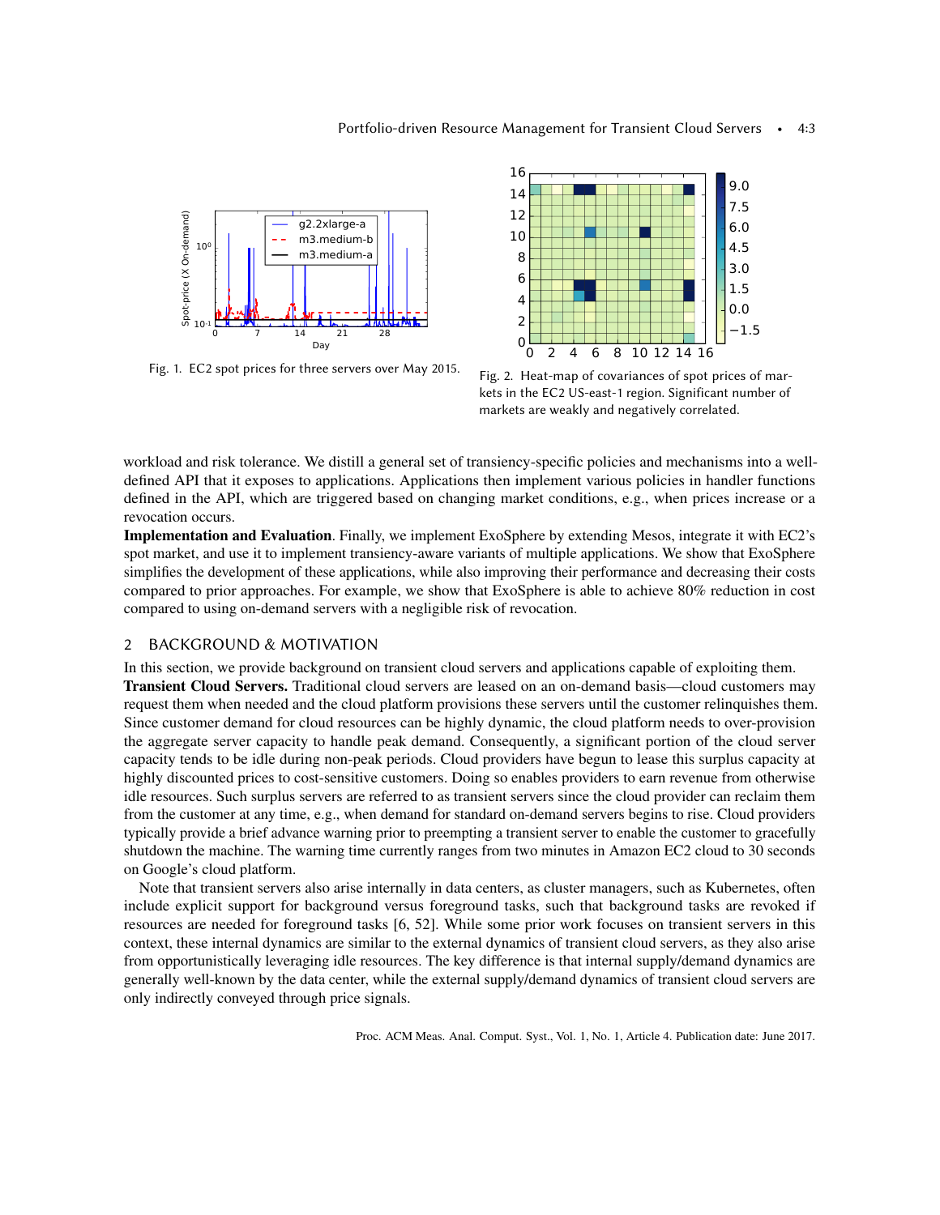Fig. 1. EC2 spot prices for three servers over May 2015.

Fig. 2. Heat-map of covariances of spot prices of markets in the EC2 US-east-1 region. Significant number of markets are weakly and negatively correlated.

workload and risk tolerance. We distill a general set of transiency-specific policies and mechanisms into a well-defined API that it exposes to applications. Applications then implement various policies in handler functions defined in the API, which are triggered based on changing market conditions, e.g., when prices increase or a revocation occurs.

**Implementation and Evaluation**. Finally, we implement ExoSphere by extending Mesos, integrate it with EC2's spot market, and use it to implement transiency-aware variants of multiple applications. We show that ExoSphere simplifies the development of these applications, while also improving their performance and decreasing their costs compared to prior approaches. For example, we show that ExoSphere is able to achieve 80% reduction in cost compared to using on-demand servers with a negligible risk of revocation.

## 2 BACKGROUND & MOTIVATION

In this section, we provide background on transient cloud servers and applications capable of exploiting them.

**Transient Cloud Servers.** Traditional cloud servers are leased on an on-demand basis—cloud customers may request them when needed and the cloud platform provisions these servers until the customer relinquishes them. Since customer demand for cloud resources can be highly dynamic, the cloud platform needs to over-provision the aggregate server capacity to handle peak demand. Consequently, a significant portion of the cloud server capacity tends to be idle during non-peak periods. Cloud providers have begun to lease this surplus capacity at highly discounted prices to cost-sensitive customers. Doing so enables providers to earn revenue from otherwise idle resources. Such surplus servers are referred to as transient servers since the cloud provider can reclaim them from the customer at any time, e.g., when demand for standard on-demand servers begins to rise. Cloud providers typically provide a brief advance warning prior to preempting a transient server to enable the customer to gracefully shutdown the machine. The warning time currently ranges from two minutes in Amazon EC2 cloud to 30 seconds on Google's cloud platform.

Note that transient servers also arise internally in data centers, as cluster managers, such as Kubernetes, often include explicit support for background versus foreground tasks, such that background tasks are revoked if resources are needed for foreground tasks [6, 52]. While some prior work focuses on transient servers in this context, these internal dynamics are similar to the external dynamics of transient cloud servers, as they also arise from opportunistically leveraging idle resources. The key difference is that internal supply/demand dynamics are generally well-known by the data center, while the external supply/demand dynamics of transient cloud servers are only indirectly conveyed through price signals.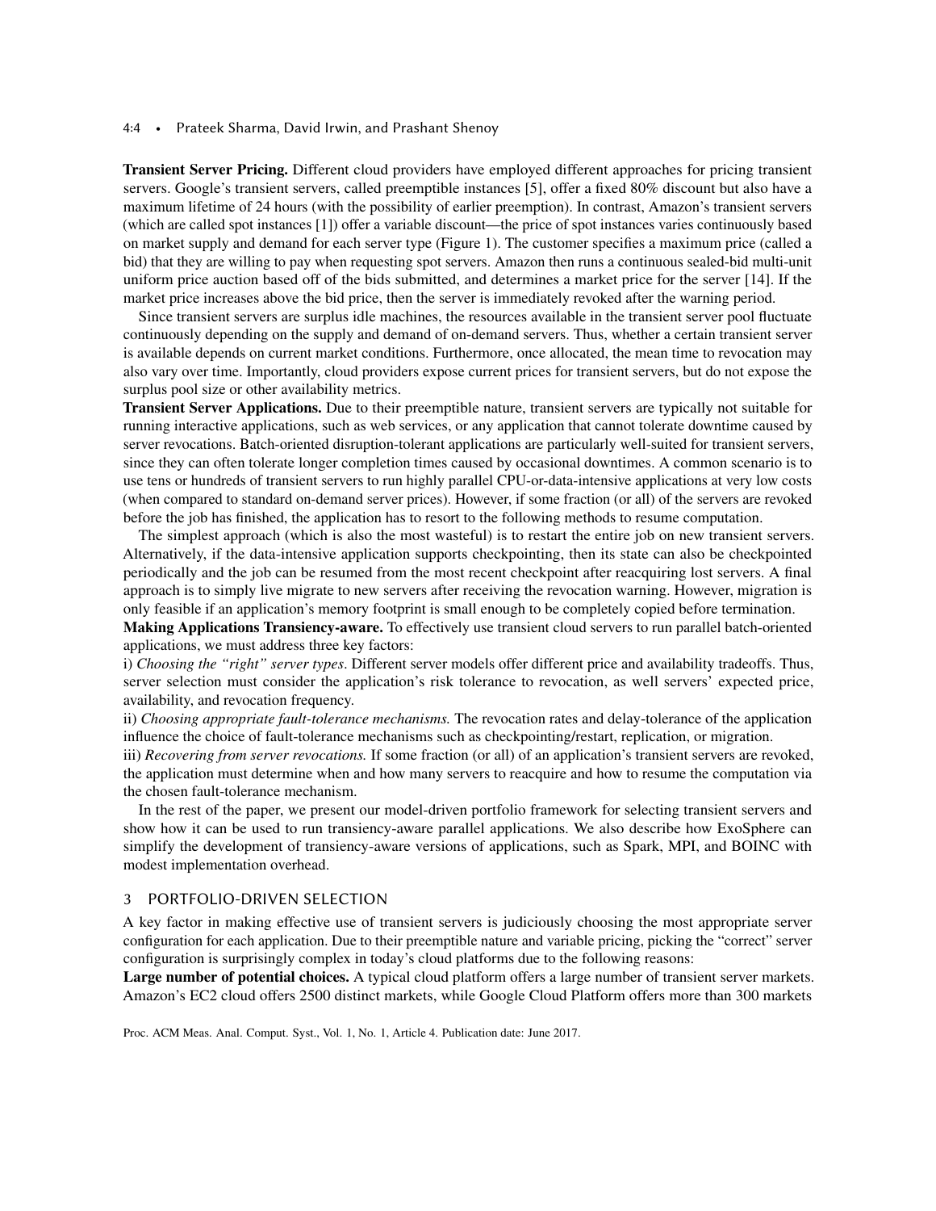**Transient Server Pricing.** Different cloud providers have employed different approaches for pricing transient servers. Google's transient servers, called preemptible instances [5], offer a fixed 80% discount but also have a maximum lifetime of 24 hours (with the possibility of earlier preemption). In contrast, Amazon's transient servers (which are called spot instances [1]) offer a variable discount—the price of spot instances varies continuously based on market supply and demand for each server type (Figure 1). The customer specifies a maximum price (called a bid) that they are willing to pay when requesting spot servers. Amazon then runs a continuous sealed-bid multi-unit uniform price auction based off of the bids submitted, and determines a market price for the server [14]. If the market price increases above the bid price, then the server is immediately revoked after the warning period.

Since transient servers are surplus idle machines, the resources available in the transient server pool fluctuate continuously depending on the supply and demand of on-demand servers. Thus, whether a certain transient server is available depends on current market conditions. Furthermore, once allocated, the mean time to revocation may also vary over time. Importantly, cloud providers expose current prices for transient servers, but do not expose the surplus pool size or other availability metrics.

**Transient Server Applications.** Due to their preemptible nature, transient servers are typically not suitable for running interactive applications, such as web services, or any application that cannot tolerate downtime caused by server revocations. Batch-oriented disruption-tolerant applications are particularly well-suited for transient servers, since they can often tolerate longer completion times caused by occasional downtimes. A common scenario is to use tens or hundreds of transient servers to run highly parallel CPU-or-data-intensive applications at very low costs (when compared to standard on-demand server prices). However, if some fraction (or all) of the servers are revoked before the job has finished, the application has to resort to the following methods to resume computation.

The simplest approach (which is also the most wasteful) is to restart the entire job on new transient servers. Alternatively, if the data-intensive application supports checkpointing, then its state can also be checkpointed periodically and the job can be resumed from the most recent checkpoint after reacquiring lost servers. A final approach is to simply live migrate to new servers after receiving the revocation warning. However, migration is only feasible if an application's memory footprint is small enough to be completely copied before termination.

**Making Applications Transiency-aware.** To effectively use transient cloud servers to run parallel batch-oriented applications, we must address three key factors:

i) *Choosing the "right" server types*. Different server models offer different price and availability tradeoffs. Thus, server selection must consider the application's risk tolerance to revocation, as well servers' expected price, availability, and revocation frequency.

ii) *Choosing appropriate fault-tolerance mechanisms.* The revocation rates and delay-tolerance of the application influence the choice of fault-tolerance mechanisms such as checkpointing/restart, replication, or migration.

iii) *Recovering from server revocations.* If some fraction (or all) of an application's transient servers are revoked, the application must determine when and how many servers to reacquire and how to resume the computation via the chosen fault-tolerance mechanism.

In the rest of the paper, we present our model-driven portfolio framework for selecting transient servers and show how it can be used to run transiency-aware parallel applications. We also describe how ExoSphere can simplify the development of transiency-aware versions of applications, such as Spark, MPI, and BOINC with modest implementation overhead.

## 3 PORTFOLIO-DRIVEN SELECTION

A key factor in making effective use of transient servers is judiciously choosing the most appropriate server configuration for each application. Due to their preemptible nature and variable pricing, picking the "correct" server configuration is surprisingly complex in today's cloud platforms due to the following reasons:

**Large number of potential choices.** A typical cloud platform offers a large number of transient server markets. Amazon's EC2 cloud offers 2500 distinct markets, while Google Cloud Platform offers more than 300 markets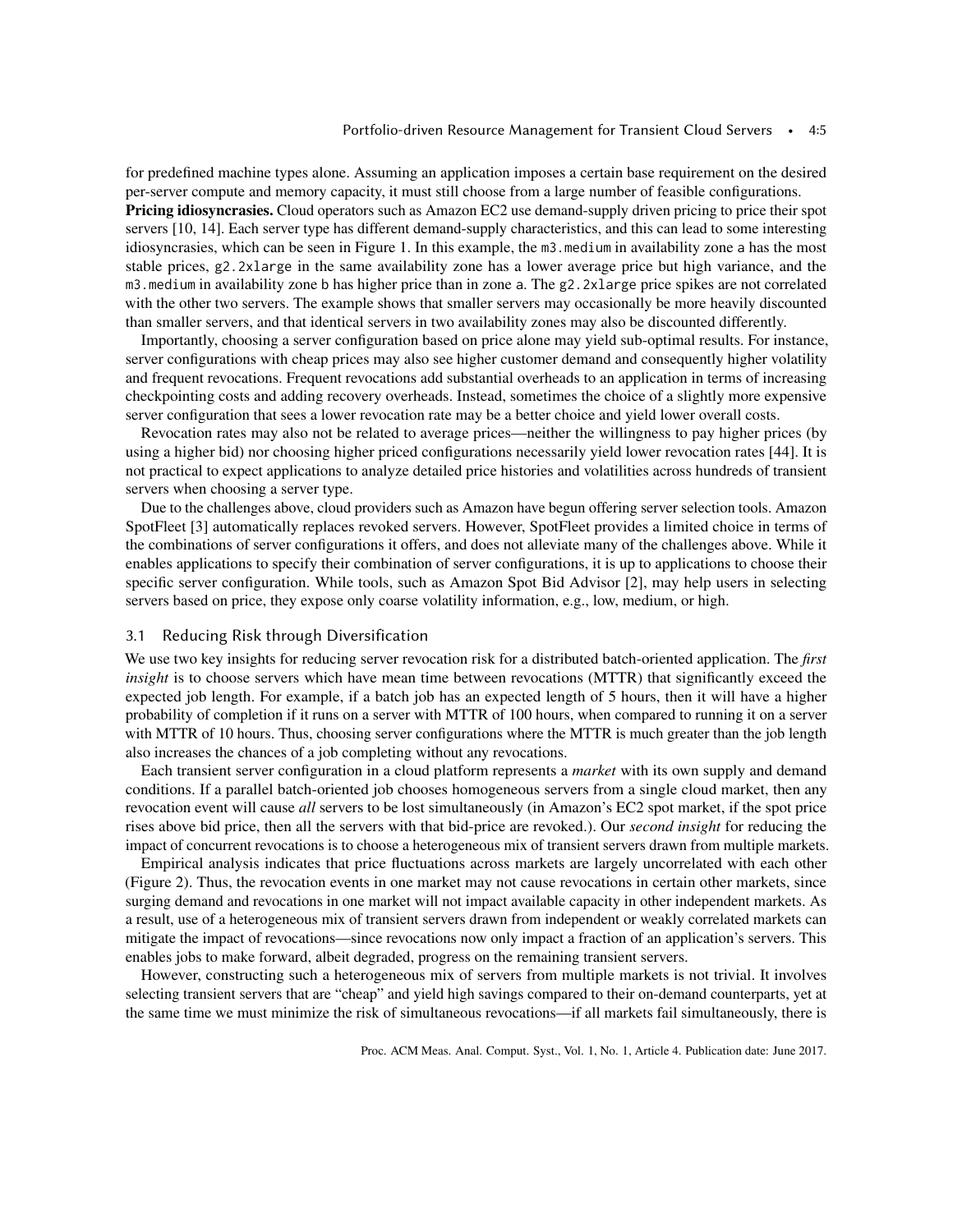for predefined machine types alone. Assuming an application imposes a certain base requirement on the desired per-server compute and memory capacity, it must still choose from a large number of feasible configurations.

**Pricing idiosyncrasies.** Cloud operators such as Amazon EC2 use demand-supply driven pricing to price their spot servers [10, 14]. Each server type has different demand-supply characteristics, and this can lead to some interesting idiosyncrasies, which can be seen in Figure 1. In this example, the `m3.medium` in availability zone `a` has the most stable prices, `g2.2xlarge` in the same availability zone has a lower average price but high variance, and the `m3.medium` in availability zone `b` has higher price than in zone `a`. The `g2.2xlarge` price spikes are not correlated with the other two servers. The example shows that smaller servers may occasionally be more heavily discounted than smaller servers, and that identical servers in two availability zones may also be discounted differently.

Importantly, choosing a server configuration based on price alone may yield sub-optimal results. For instance, server configurations with cheap prices may also see higher customer demand and consequently higher volatility and frequent revocations. Frequent revocations add substantial overheads to an application in terms of increasing checkpointing costs and adding recovery overheads. Instead, sometimes the choice of a slightly more expensive server configuration that sees a lower revocation rate may be a better choice and yield lower overall costs.

Revocation rates may also not be related to average prices—neither the willingness to pay higher prices (by using a higher bid) nor choosing higher priced configurations necessarily yield lower revocation rates [44]. It is not practical to expect applications to analyze detailed price histories and volatilities across hundreds of transient servers when choosing a server type.

Due to the challenges above, cloud providers such as Amazon have begun offering server selection tools. Amazon SpotFleet [3] automatically replaces revoked servers. However, SpotFleet provides a limited choice in terms of the combinations of server configurations it offers, and does not alleviate many of the challenges above. While it enables applications to specify their combination of server configurations, it is up to applications to choose their specific server configuration. While tools, such as Amazon Spot Bid Advisor [2], may help users in selecting servers based on price, they expose only coarse volatility information, e.g., low, medium, or high.

## 3.1 Reducing Risk through Diversification

We use two key insights for reducing server revocation risk for a distributed batch-oriented application. The *first insight* is to choose servers which have mean time between revocations (MTTR) that significantly exceed the expected job length. For example, if a batch job has an expected length of 5 hours, then it will have a higher probability of completion if it runs on a server with MTTR of 100 hours, when compared to running it on a server with MTTR of 10 hours. Thus, choosing server configurations where the MTTR is much greater than the job length also increases the chances of a job completing without any revocations.

Each transient server configuration in a cloud platform represents a *market* with its own supply and demand conditions. If a parallel batch-oriented job chooses homogeneous servers from a single cloud market, then any revocation event will cause *all* servers to be lost simultaneously (in Amazon's EC2 spot market, if the spot price rises above bid price, then all the servers with that bid-price are revoked.). Our *second insight* for reducing the impact of concurrent revocations is to choose a heterogeneous mix of transient servers drawn from multiple markets.

Empirical analysis indicates that price fluctuations across markets are largely uncorrelated with each other (Figure 2). Thus, the revocation events in one market may not cause revocations in certain other markets, since surging demand and revocations in one market will not impact available capacity in other independent markets. As a result, use of a heterogeneous mix of transient servers drawn from independent or weakly correlated markets can mitigate the impact of revocations—since revocations now only impact a fraction of an application's servers. This enables jobs to make forward, albeit degraded, progress on the remaining transient servers.

However, constructing such a heterogeneous mix of servers from multiple markets is not trivial. It involves selecting transient servers that are "cheap" and yield high savings compared to their on-demand counterparts, yet at the same time we must minimize the risk of simultaneous revocations—if all markets fail simultaneously, there is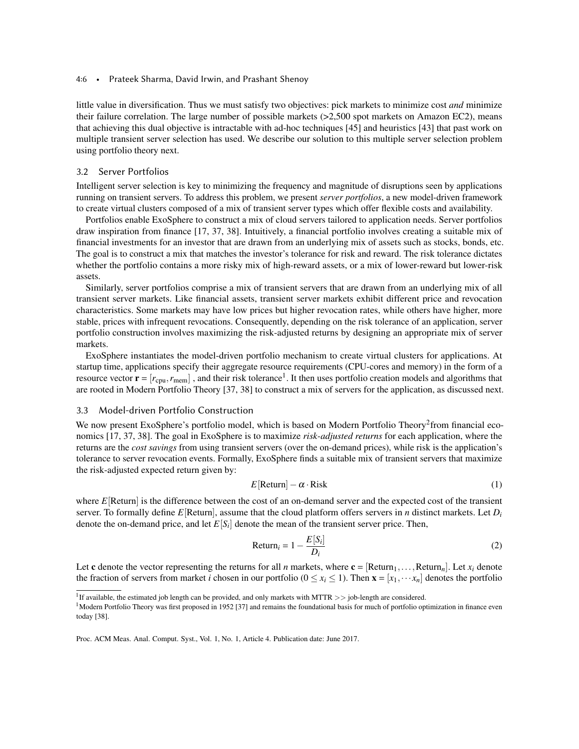little value in diversification. Thus we must satisfy two objectives: pick markets to minimize cost *and* minimize their failure correlation. The large number of possible markets (>2,500 spot markets on Amazon EC2), means that achieving this dual objective is intractable with ad-hoc techniques [45] and heuristics [43] that past work on multiple transient server selection has used. We describe our solution to this multiple server selection problem using portfolio theory next.

### 3.2 Server Portfolios

Intelligent server selection is key to minimizing the frequency and magnitude of disruptions seen by applications running on transient servers. To address this problem, we present *server portfolios*, a new model-driven framework to create virtual clusters composed of a mix of transient server types which offer flexible costs and availability.

Portfolios enable ExoSphere to construct a mix of cloud servers tailored to application needs. Server portfolios draw inspiration from finance [17, 37, 38]. Intuitively, a financial portfolio involves creating a suitable mix of financial investments for an investor that are drawn from an underlying mix of assets such as stocks, bonds, etc. The goal is to construct a mix that matches the investor's tolerance for risk and reward. The risk tolerance dictates whether the portfolio contains a more risky mix of high-reward assets, or a mix of lower-reward but lower-risk assets.

Similarly, server portfolios comprise a mix of transient servers that are drawn from an underlying mix of all transient server markets. Like financial assets, transient server markets exhibit different price and revocation characteristics. Some markets may have low prices but higher revocation rates, while others have higher, more stable, prices with infrequent revocations. Consequently, depending on the risk tolerance of an application, server portfolio construction involves maximizing the risk-adjusted returns by designing an appropriate mix of server markets.

ExoSphere instantiates the model-driven portfolio mechanism to create virtual clusters for applications. At startup time, applications specify their aggregate resource requirements (CPU-cores and memory) in the form of a resource vector $\mathbf{r} = [r_{\text{cpu}}, r_{\text{mem}}]$ , and their risk tolerance[1]. It then uses portfolio creation models and algorithms that are rooted in Modern Portfolio Theory [37, 38] to construct a mix of servers for the application, as discussed next.

### 3.3 Model-driven Portfolio Construction

We now present ExoSphere's portfolio model, which is based on Modern Portfolio Theory[2]from financial economics [17, 37, 38]. The goal in ExoSphere is to maximize *risk-adjusted returns* for each application, where the returns are the *cost savings* from using transient servers (over the on-demand prices), while risk is the application's tolerance to server revocation events. Formally, ExoSphere finds a suitable mix of transient servers that maximize the risk-adjusted expected return given by:

$$E[\text{Return}] - \alpha \cdot \text{Risk} \tag{1}$$

where $E[\text{Return}]$ is the difference between the cost of an on-demand server and the expected cost of the transient server. To formally define $E[\text{Return}]$, assume that the cloud platform offers servers in $n$ distinct markets. Let $D_i$ denote the on-demand price, and let $E[S_i]$ denote the mean of the transient server price. Then,

$$\text{Return}_i = 1 - \frac{E[S_i]}{D_i} \tag{2}$$

Let $\mathbf{c}$ denote the vector representing the returns for all $n$ markets, where $\mathbf{c} = [\text{Return}_1, \ldots, \text{Return}_n]$. Let $x_i$ denote the fraction of servers from market $i$ chosen in our portfolio ($0 \leq x_i \leq 1$). Then $\mathbf{x} = [x_1, \cdots x_n]$ denotes the portfolio

---

[1] If available, the estimated job length can be provided, and only markets with MTTR >> job-length are considered.

[1] Modern Portfolio Theory was first proposed in 1952 [37] and remains the foundational basis for much of portfolio optimization in finance even today [38].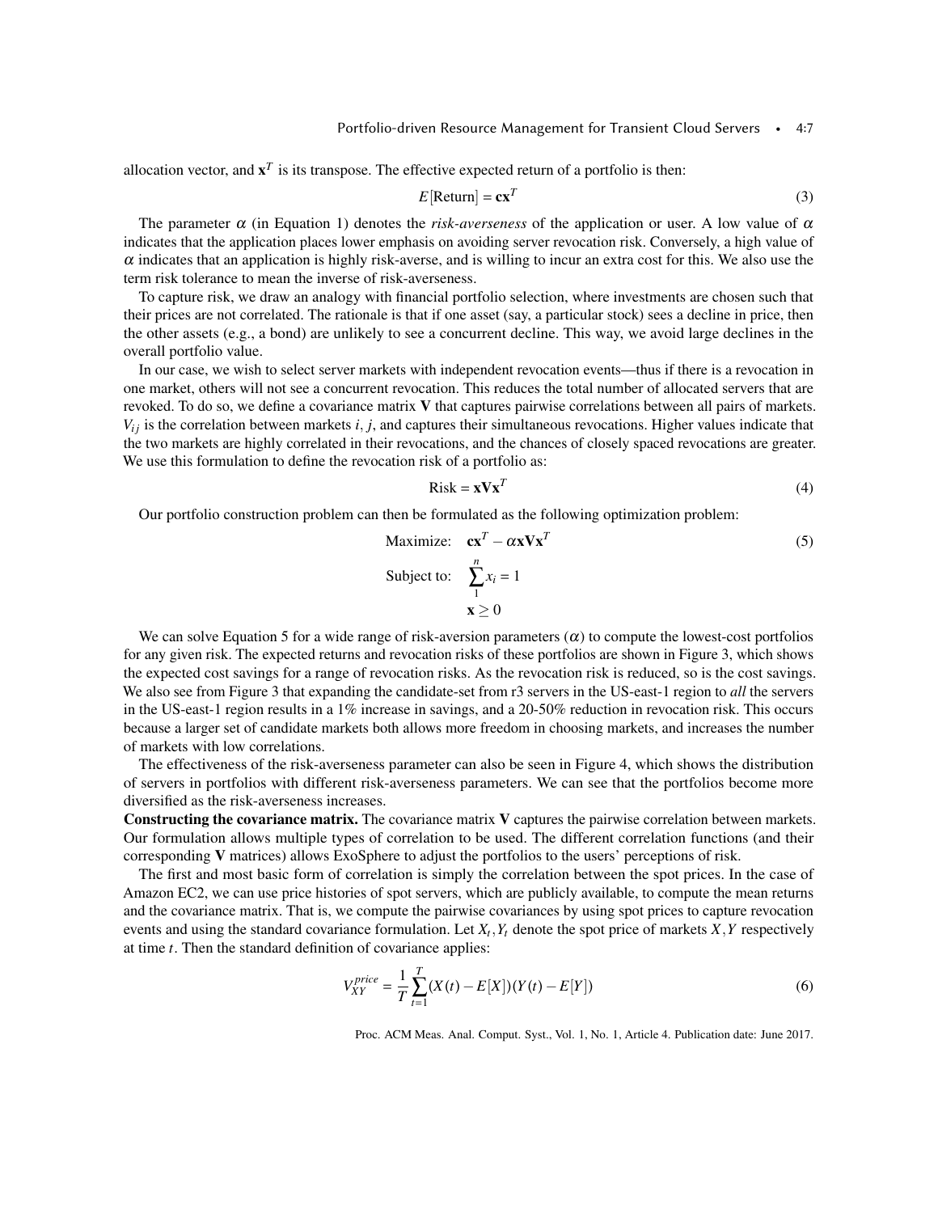allocation vector, and $\mathbf{x}^T$ is its transpose. The effective expected return of a portfolio is then:

$$E[\text{Return}] = \mathbf{c}\mathbf{x}^T \tag{3}$$

The parameter $\alpha$ (in Equation 1) denotes the *risk-averseness* of the application or user. A low value of $\alpha$ indicates that the application places lower emphasis on avoiding server revocation risk. Conversely, a high value of $\alpha$ indicates that an application is highly risk-averse, and is willing to incur an extra cost for this. We also use the term risk tolerance to mean the inverse of risk-averseness.

To capture risk, we draw an analogy with financial portfolio selection, where investments are chosen such that their prices are not correlated. The rationale is that if one asset (say, a particular stock) sees a decline in price, then the other assets (e.g., a bond) are unlikely to see a concurrent decline. This way, we avoid large declines in the overall portfolio value.

In our case, we wish to select server markets with independent revocation events—thus if there is a revocation in one market, others will not see a concurrent revocation. This reduces the total number of allocated servers that are revoked. To do so, we define a covariance matrix $\mathbf{V}$ that captures pairwise correlations between all pairs of markets. $V_{ij}$ is the correlation between markets $i, j$, and captures their simultaneous revocations. Higher values indicate that the two markets are highly correlated in their revocations, and the chances of closely spaced revocations are greater. We use this formulation to define the revocation risk of a portfolio as:

$$\text{Risk} = \mathbf{x}\mathbf{V}\mathbf{x}^T \tag{4}$$

Our portfolio construction problem can then be formulated as the following optimization problem:

$$\begin{aligned} \text{Maximize:} \quad & \mathbf{c}\mathbf{x}^T - \alpha \mathbf{x}\mathbf{V}\mathbf{x}^T \\ \text{Subject to:} \quad & \sum_{1}^{n} x_i = 1 \\ & \mathbf{x} \geq 0 \end{aligned} \tag{5}$$

We can solve Equation 5 for a wide range of risk-aversion parameters ($\alpha$) to compute the lowest-cost portfolios for any given risk. The expected returns and revocation risks of these portfolios are shown in Figure 3, which shows the expected cost savings for a range of revocation risks. As the revocation risk is reduced, so is the cost savings. We also see from Figure 3 that expanding the candidate-set from r3 servers in the US-east-1 region to *all* the servers in the US-east-1 region results in a 1% increase in savings, and a 20-50% reduction in revocation risk. This occurs because a larger set of candidate markets both allows more freedom in choosing markets, and increases the number of markets with low correlations.

The effectiveness of the risk-averseness parameter can also be seen in Figure 4, which shows the distribution of servers in portfolios with different risk-averseness parameters. We can see that the portfolios become more diversified as the risk-averseness increases.

**Constructing the covariance matrix.** The covariance matrix $\mathbf{V}$ captures the pairwise correlation between markets. Our formulation allows multiple types of correlation to be used. The different correlation functions (and their corresponding $\mathbf{V}$ matrices) allows ExoSphere to adjust the portfolios to the users' perceptions of risk.

The first and most basic form of correlation is simply the correlation between the spot prices. In the case of Amazon EC2, we can use price histories of spot servers, which are publicly available, to compute the mean returns and the covariance matrix. That is, we compute the pairwise covariances by using spot prices to capture revocation events and using the standard covariance formulation. Let $X_t, Y_t$ denote the spot price of markets $X, Y$ respectively at time $t$. Then the standard definition of covariance applies:

$$V_{XY}^{price} = \frac{1}{T}\sum_{t=1}^{T}(X(t) - E[X])(Y(t) - E[Y]) \tag{6}$$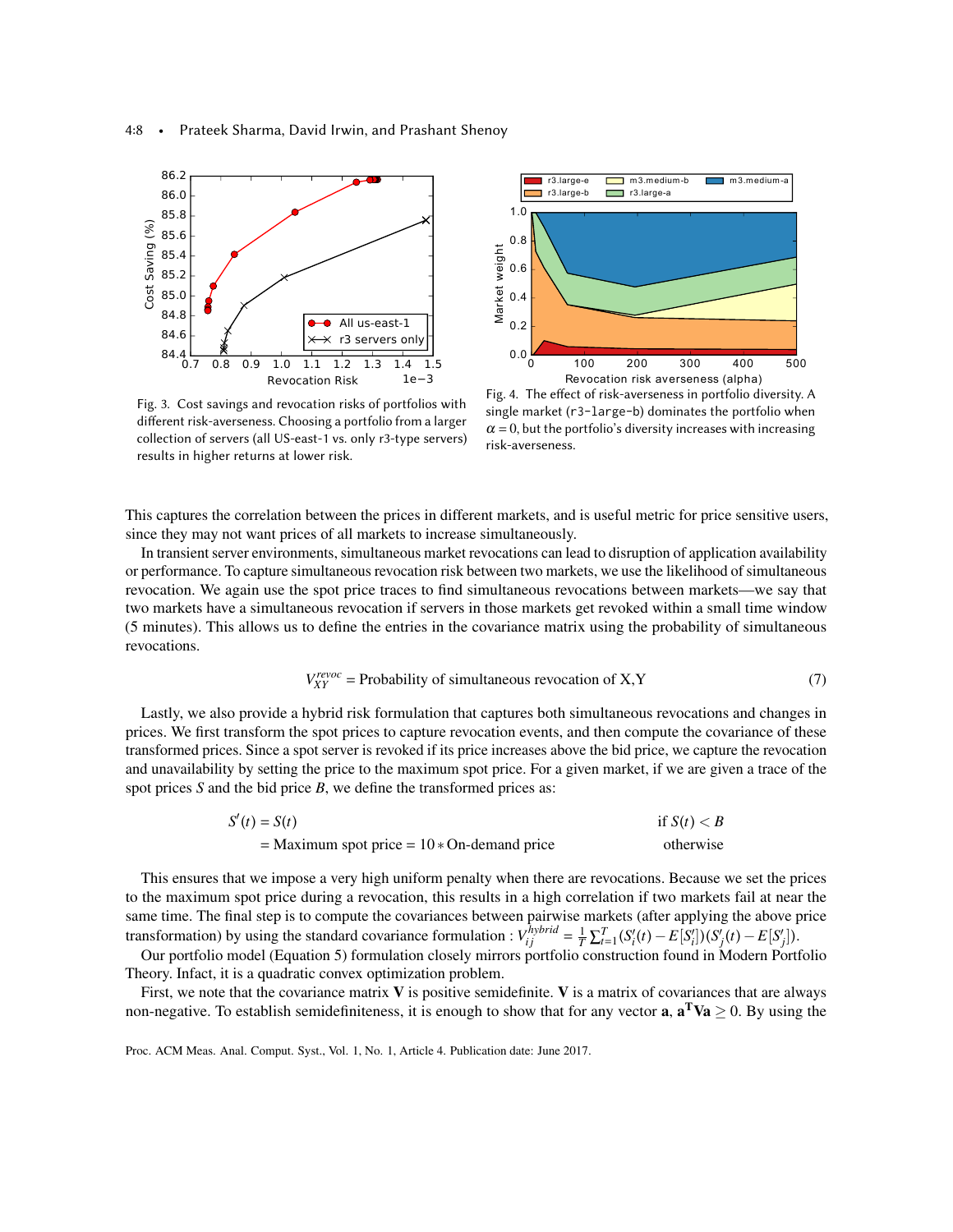Fig. 3. Cost savings and revocation risks of portfolios with different risk-averseness. Choosing a portfolio from a larger collection of servers (all US-east-1 vs. only r3-type servers) results in higher returns at lower risk.

Fig. 4. The effect of risk-averseness in portfolio diversity. A single market (r3-large-b) dominates the portfolio when $\alpha = 0$, but the portfolio's diversity increases with increasing risk-averseness.

This captures the correlation between the prices in different markets, and is useful metric for price sensitive users, since they may not want prices of all markets to increase simultaneously.

In transient server environments, simultaneous market revocations can lead to disruption of application availability or performance. To capture simultaneous revocation risk between two markets, we use the likelihood of simultaneous revocation. We again use the spot price traces to find simultaneous revocations between markets—we say that two markets have a simultaneous revocation if servers in those markets get revoked within a small time window (5 minutes). This allows us to define the entries in the covariance matrix using the probability of simultaneous revocations.

$$V_{XY}^{revoc} = \text{Probability of simultaneous revocation of X,Y} \tag{7}$$

Lastly, we also provide a hybrid risk formulation that captures both simultaneous revocations and changes in prices. We first transform the spot prices to capture revocation events, and then compute the covariance of these transformed prices. Since a spot server is revoked if its price increases above the bid price, we capture the revocation and unavailability by setting the price to the maximum spot price. For a given market, if we are given a trace of the spot prices $S$ and the bid price $B$, we define the transformed prices as:

$$
\begin{aligned}
S'(t) &= S(t) && \text{if } S(t) < B \\
&= \text{Maximum spot price} = 10 * \text{On-demand price} && \text{otherwise}
\end{aligned}
$$

This ensures that we impose a very high uniform penalty when there are revocations. Because we set the prices to the maximum spot price during a revocation, this results in a high correlation if two markets fail at near the same time. The final step is to compute the covariances between pairwise markets (after applying the above price transformation) by using the standard covariance formulation : $V_{ij}^{hybrid} = \frac{1}{T}\sum_{t=1}^{T}(S_i'(t) - E[S_i'])(S_j'(t) - E[S_j'])$.

Our portfolio model (Equation 5) formulation closely mirrors portfolio construction found in Modern Portfolio Theory. Infact, it is a quadratic convex optimization problem.

First, we note that the covariance matrix $\mathbf{V}$ is positive semidefinite. $\mathbf{V}$ is a matrix of covariances that are always non-negative. To establish semidefiniteness, it is enough to show that for any vector $\mathbf{a}$, $\mathbf{a^T V a} \geq 0$. By using the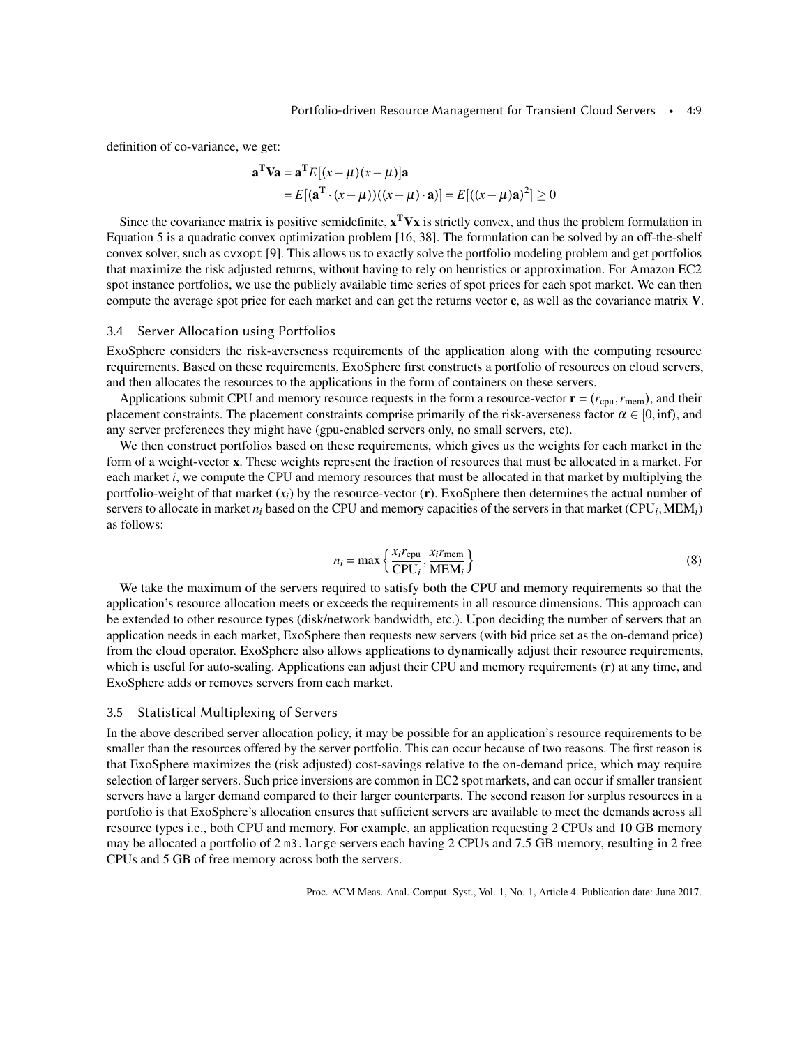definition of co-variance, we get:

$$
\begin{aligned}
\mathbf{a^T V a} &= \mathbf{a^T} E[(x-\mu)(x-\mu)]\mathbf{a} \\
&= E[(\mathbf{a^T} \cdot (x-\mu))((x-\mu) \cdot \mathbf{a})] = E[((x-\mu)\mathbf{a})^2] \geq 0
\end{aligned}
$$

Since the covariance matrix is positive semidefinite, $\mathbf{x^T V x}$ is strictly convex, and thus the problem formulation in Equation 5 is a quadratic convex optimization problem [16, 38]. The formulation can be solved by an off-the-shelf convex solver, such as `cvxopt` [9]. This allows us to exactly solve the portfolio modeling problem and get portfolios that maximize the risk adjusted returns, without having to rely on heuristics or approximation. For Amazon EC2 spot instance portfolios, we use the publicly available time series of spot prices for each spot market. We can then compute the average spot price for each market and can get the returns vector $\mathbf{c}$, as well as the covariance matrix $\mathbf{V}$.

## 3.4 Server Allocation using Portfolios

ExoSphere considers the risk-averseness requirements of the application along with the computing resource requirements. Based on these requirements, ExoSphere first constructs a portfolio of resources on cloud servers, and then allocates the resources to the applications in the form of containers on these servers.

Applications submit CPU and memory resource requests in the form a resource-vector $\mathbf{r} = (r_{\text{cpu}}, r_{\text{mem}})$, and their placement constraints. The placement constraints comprise primarily of the risk-averseness factor $\alpha \in [0, \inf)$, and any server preferences they might have (gpu-enabled servers only, no small servers, etc).

We then construct portfolios based on these requirements, which gives us the weights for each market in the form of a weight-vector $\mathbf{x}$. These weights represent the fraction of resources that must be allocated in a market. For each market $i$, we compute the CPU and memory resources that must be allocated in that market by multiplying the portfolio-weight of that market ($x_i$) by the resource-vector ($\mathbf{r}$). ExoSphere then determines the actual number of servers to allocate in market $n_i$ based on the CPU and memory capacities of the servers in that market ($\text{CPU}_i, \text{MEM}_i$) as follows:

$$
n_i = \max\left\{\frac{x_i r_{\text{cpu}}}{\text{CPU}_i}, \frac{x_i r_{\text{mem}}}{\text{MEM}_i}\right\} \tag{8}
$$

We take the maximum of the servers required to satisfy both the CPU and memory requirements so that the application's resource allocation meets or exceeds the requirements in all resource dimensions. This approach can be extended to other resource types (disk/network bandwidth, etc.). Upon deciding the number of servers that an application needs in each market, ExoSphere then requests new servers (with bid price set as the on-demand price) from the cloud operator. ExoSphere also allows applications to dynamically adjust their resource requirements, which is useful for auto-scaling. Applications can adjust their CPU and memory requirements ($\mathbf{r}$) at any time, and ExoSphere adds or removes servers from each market.

## 3.5 Statistical Multiplexing of Servers

In the above described server allocation policy, it may be possible for an application's resource requirements to be smaller than the resources offered by the server portfolio. This can occur because of two reasons. The first reason is that ExoSphere maximizes the (risk adjusted) cost-savings relative to the on-demand price, which may require selection of larger servers. Such price inversions are common in EC2 spot markets, and can occur if smaller transient servers have a larger demand compared to their larger counterparts. The second reason for surplus resources in a portfolio is that ExoSphere's allocation ensures that sufficient servers are available to meet the demands across all resource types i.e., both CPU and memory. For example, an application requesting 2 CPUs and 10 GB memory may be allocated a portfolio of 2 `m3.large` servers each having 2 CPUs and 7.5 GB memory, resulting in 2 free CPUs and 5 GB of free memory across both the servers.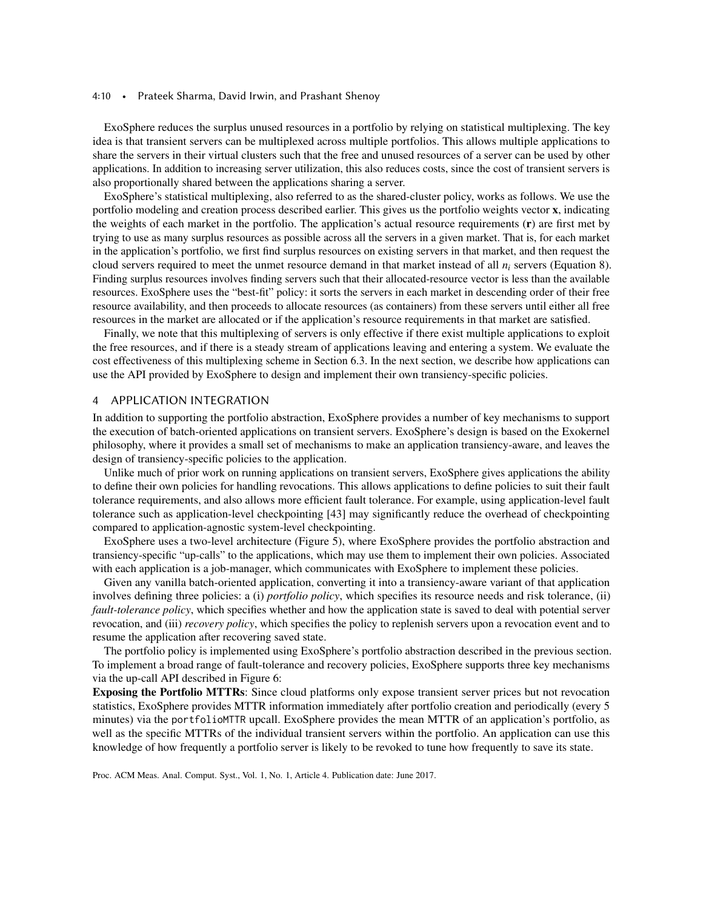ExoSphere reduces the surplus unused resources in a portfolio by relying on statistical multiplexing. The key idea is that transient servers can be multiplexed across multiple portfolios. This allows multiple applications to share the servers in their virtual clusters such that the free and unused resources of a server can be used by other applications. In addition to increasing server utilization, this also reduces costs, since the cost of transient servers is also proportionally shared between the applications sharing a server.

ExoSphere's statistical multiplexing, also referred to as the shared-cluster policy, works as follows. We use the portfolio modeling and creation process described earlier. This gives us the portfolio weights vector **x**, indicating the weights of each market in the portfolio. The application's actual resource requirements (**r**) are first met by trying to use as many surplus resources as possible across all the servers in a given market. That is, for each market in the application's portfolio, we first find surplus resources on existing servers in that market, and then request the cloud servers required to meet the unmet resource demand in that market instead of all $n_i$ servers (Equation 8). Finding surplus resources involves finding servers such that their allocated-resource vector is less than the available resources. ExoSphere uses the "best-fit" policy: it sorts the servers in each market in descending order of their free resource availability, and then proceeds to allocate resources (as containers) from these servers until either all free resources in the market are allocated or if the application's resource requirements in that market are satisfied.

Finally, we note that this multiplexing of servers is only effective if there exist multiple applications to exploit the free resources, and if there is a steady stream of applications leaving and entering a system. We evaluate the cost effectiveness of this multiplexing scheme in Section 6.3. In the next section, we describe how applications can use the API provided by ExoSphere to design and implement their own transiency-specific policies.

## 4 APPLICATION INTEGRATION

In addition to supporting the portfolio abstraction, ExoSphere provides a number of key mechanisms to support the execution of batch-oriented applications on transient servers. ExoSphere's design is based on the Exokernel philosophy, where it provides a small set of mechanisms to make an application transiency-aware, and leaves the design of transiency-specific policies to the application.

Unlike much of prior work on running applications on transient servers, ExoSphere gives applications the ability to define their own policies for handling revocations. This allows applications to define policies to suit their fault tolerance requirements, and also allows more efficient fault tolerance. For example, using application-level fault tolerance such as application-level checkpointing [43] may significantly reduce the overhead of checkpointing compared to application-agnostic system-level checkpointing.

ExoSphere uses a two-level architecture (Figure 5), where ExoSphere provides the portfolio abstraction and transiency-specific "up-calls" to the applications, which may use them to implement their own policies. Associated with each application is a job-manager, which communicates with ExoSphere to implement these policies.

Given any vanilla batch-oriented application, converting it into a transiency-aware variant of that application involves defining three policies: a (i) *portfolio policy*, which specifies its resource needs and risk tolerance, (ii) *fault-tolerance policy*, which specifies whether and how the application state is saved to deal with potential server revocation, and (iii) *recovery policy*, which specifies the policy to replenish servers upon a revocation event and to resume the application after recovering saved state.

The portfolio policy is implemented using ExoSphere's portfolio abstraction described in the previous section. To implement a broad range of fault-tolerance and recovery policies, ExoSphere supports three key mechanisms via the up-call API described in Figure 6:

**Exposing the Portfolio MTTRs**: Since cloud platforms only expose transient server prices but not revocation statistics, ExoSphere provides MTTR information immediately after portfolio creation and periodically (every 5 minutes) via the `portfolioMTTR` upcall. ExoSphere provides the mean MTTR of an application's portfolio, as well as the specific MTTRs of the individual transient servers within the portfolio. An application can use this knowledge of how frequently a portfolio server is likely to be revoked to tune how frequently to save its state.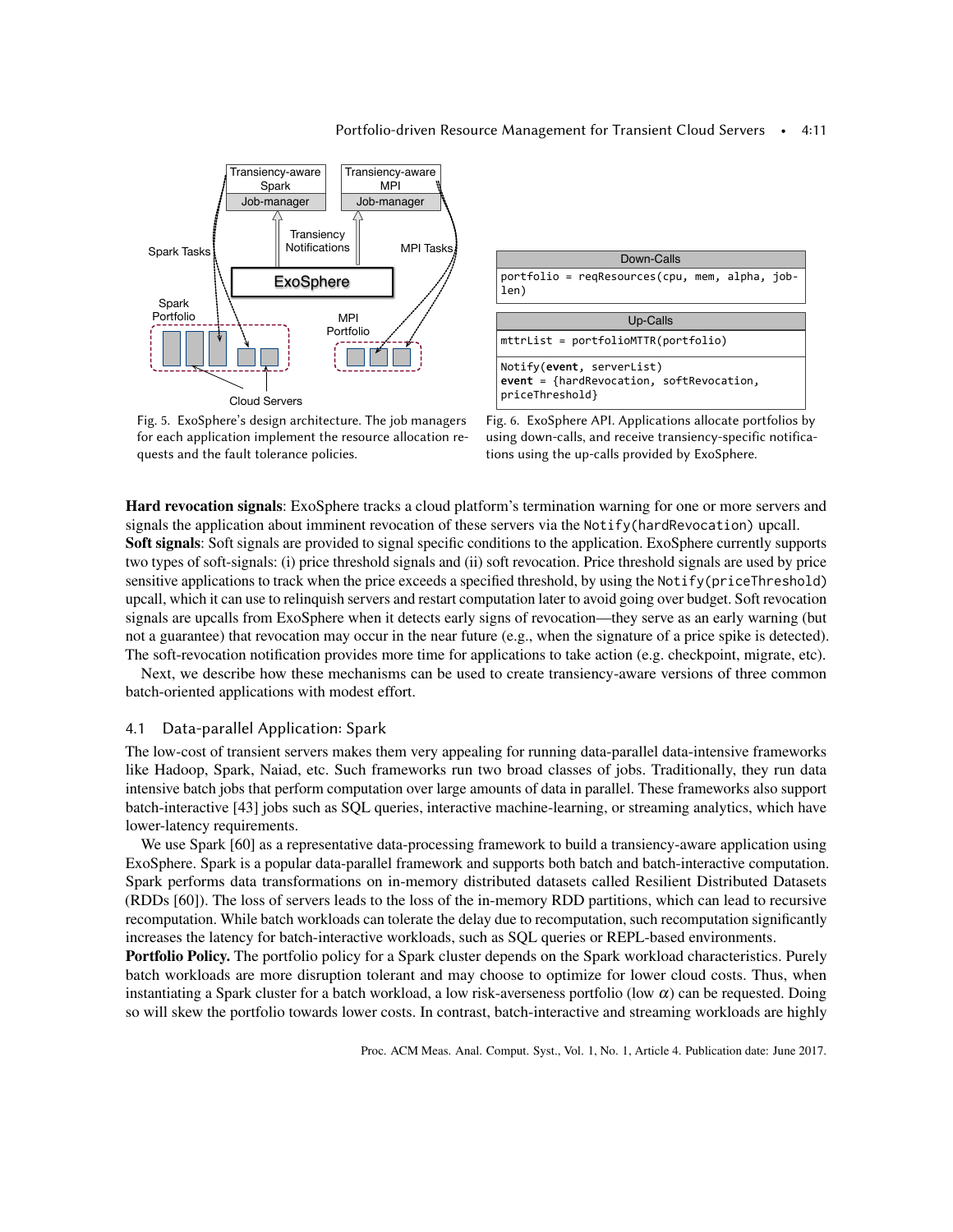Fig. 5. ExoSphere's design architecture. The job managers for each application implement the resource allocation requests and the fault tolerance policies.

| Down-Calls |
| --- |
| `portfolio = reqResources(cpu, mem, alpha, job-len)` |

| Up-Calls |
| --- |
| `mttrList = portfolioMTTR(portfolio)` |
| `Notify(event, serverList)` `event = {hardRevocation, softRevocation, priceThreshold}` |

Fig. 6. ExoSphere API. Applications allocate portfolios by using down-calls, and receive transiency-specific notifications using the up-calls provided by ExoSphere.

**Hard revocation signals**: ExoSphere tracks a cloud platform's termination warning for one or more servers and signals the application about imminent revocation of these servers via the `Notify(hardRevocation)` upcall.

**Soft signals**: Soft signals are provided to signal specific conditions to the application. ExoSphere currently supports two types of soft-signals: (i) price threshold signals and (ii) soft revocation. Price threshold signals are used by price sensitive applications to track when the price exceeds a specified threshold, by using the `Notify(priceThreshold)` upcall, which it can use to relinquish servers and restart computation later to avoid going over budget. Soft revocation signals are upcalls from ExoSphere when it detects early signs of revocation—they serve as an early warning (but not a guarantee) that revocation may occur in the near future (e.g., when the signature of a price spike is detected). The soft-revocation notification provides more time for applications to take action (e.g. checkpoint, migrate, etc).

Next, we describe how these mechanisms can be used to create transiency-aware versions of three common batch-oriented applications with modest effort.

### 4.1 Data-parallel Application: Spark

The low-cost of transient servers makes them very appealing for running data-parallel data-intensive frameworks like Hadoop, Spark, Naiad, etc. Such frameworks run two broad classes of jobs. Traditionally, they run data intensive batch jobs that perform computation over large amounts of data in parallel. These frameworks also support batch-interactive [43] jobs such as SQL queries, interactive machine-learning, or streaming analytics, which have lower-latency requirements.

We use Spark [60] as a representative data-processing framework to build a transiency-aware application using ExoSphere. Spark is a popular data-parallel framework and supports both batch and batch-interactive computation. Spark performs data transformations on in-memory distributed datasets called Resilient Distributed Datasets (RDDs [60]). The loss of servers leads to the loss of the in-memory RDD partitions, which can lead to recursive recomputation. While batch workloads can tolerate the delay due to recomputation, such recomputation significantly increases the latency for batch-interactive workloads, such as SQL queries or REPL-based environments.

**Portfolio Policy.** The portfolio policy for a Spark cluster depends on the Spark workload characteristics. Purely batch workloads are more disruption tolerant and may choose to optimize for lower cloud costs. Thus, when instantiating a Spark cluster for a batch workload, a low risk-averseness portfolio (low $\alpha$) can be requested. Doing so will skew the portfolio towards lower costs. In contrast, batch-interactive and streaming workloads are highly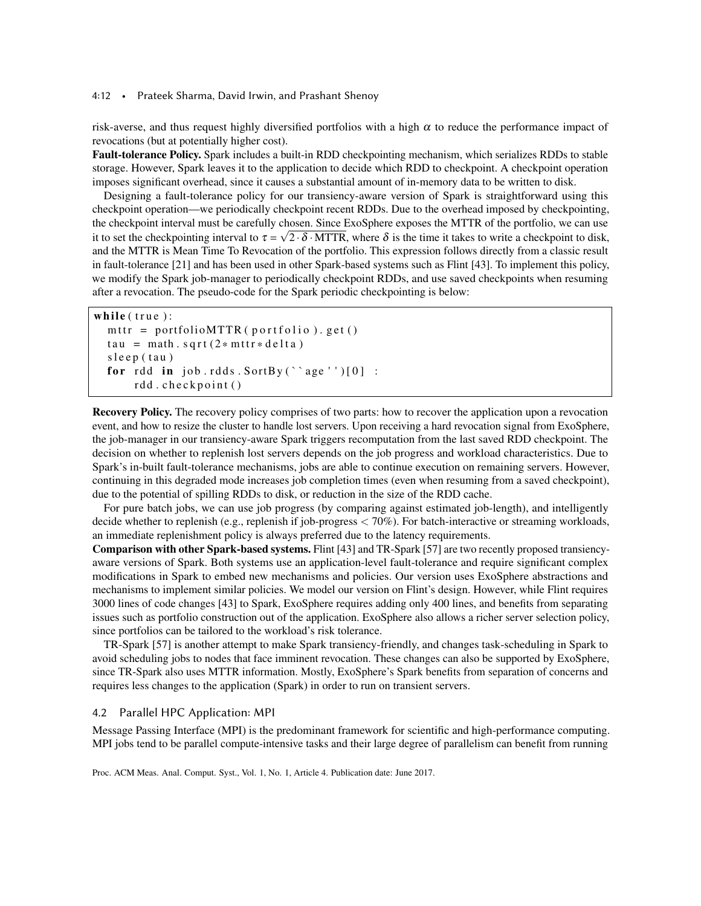risk-averse, and thus request highly diversified portfolios with a high $\alpha$ to reduce the performance impact of revocations (but at potentially higher cost).

**Fault-tolerance Policy.** Spark includes a built-in RDD checkpointing mechanism, which serializes RDDs to stable storage. However, Spark leaves it to the application to decide which RDD to checkpoint. A checkpoint operation imposes significant overhead, since it causes a substantial amount of in-memory data to be written to disk.

Designing a fault-tolerance policy for our transiency-aware version of Spark is straightforward using this checkpoint operation—we periodically checkpoint recent RDDs. Due to the overhead imposed by checkpointing, the checkpoint interval must be carefully chosen. Since ExoSphere exposes the MTTR of the portfolio, we can use it to set the checkpointing interval to $\tau = \sqrt{2 \cdot \delta \cdot \text{MTTR}}$, where $\delta$ is the time it takes to write a checkpoint to disk, and the MTTR is Mean Time To Revocation of the portfolio. This expression follows directly from a classic result in fault-tolerance [21] and has been used in other Spark-based systems such as Flint [43]. To implement this policy, we modify the Spark job-manager to periodically checkpoint RDDs, and use saved checkpoints when resuming after a revocation. The pseudo-code for the Spark periodic checkpointing is below:

```
while(true):
  mttr = portfolioMTTR(portfolio).get()
  tau = math.sqrt(2*mttr*delta)
  sleep(tau)
  for rdd in job.rdds.SortBy(``age'')[0] :
      rdd.checkpoint()
```

**Recovery Policy.** The recovery policy comprises of two parts: how to recover the application upon a revocation event, and how to resize the cluster to handle lost servers. Upon receiving a hard revocation signal from ExoSphere, the job-manager in our transiency-aware Spark triggers recomputation from the last saved RDD checkpoint. The decision on whether to replenish lost servers depends on the job progress and workload characteristics. Due to Spark's in-built fault-tolerance mechanisms, jobs are able to continue execution on remaining servers. However, continuing in this degraded mode increases job completion times (even when resuming from a saved checkpoint), due to the potential of spilling RDDs to disk, or reduction in the size of the RDD cache.

For pure batch jobs, we can use job progress (by comparing against estimated job-length), and intelligently decide whether to replenish (e.g., replenish if job-progress < 70%). For batch-interactive or streaming workloads, an immediate replenishment policy is always preferred due to the latency requirements.

**Comparison with other Spark-based systems.** Flint [43] and TR-Spark [57] are two recently proposed transiency-aware versions of Spark. Both systems use an application-level fault-tolerance and require significant complex modifications in Spark to embed new mechanisms and policies. Our version uses ExoSphere abstractions and mechanisms to implement similar policies. We model our version on Flint's design. However, while Flint requires 3000 lines of code changes [43] to Spark, ExoSphere requires adding only 400 lines, and benefits from separating issues such as portfolio construction out of the application. ExoSphere also allows a richer server selection policy, since portfolios can be tailored to the workload's risk tolerance.

TR-Spark [57] is another attempt to make Spark transiency-friendly, and changes task-scheduling in Spark to avoid scheduling jobs to nodes that face imminent revocation. These changes can also be supported by ExoSphere, since TR-Spark also uses MTTR information. Mostly, ExoSphere's Spark benefits from separation of concerns and requires less changes to the application (Spark) in order to run on transient servers.

### 4.2 Parallel HPC Application: MPI

Message Passing Interface (MPI) is the predominant framework for scientific and high-performance computing. MPI jobs tend to be parallel compute-intensive tasks and their large degree of parallelism can benefit from running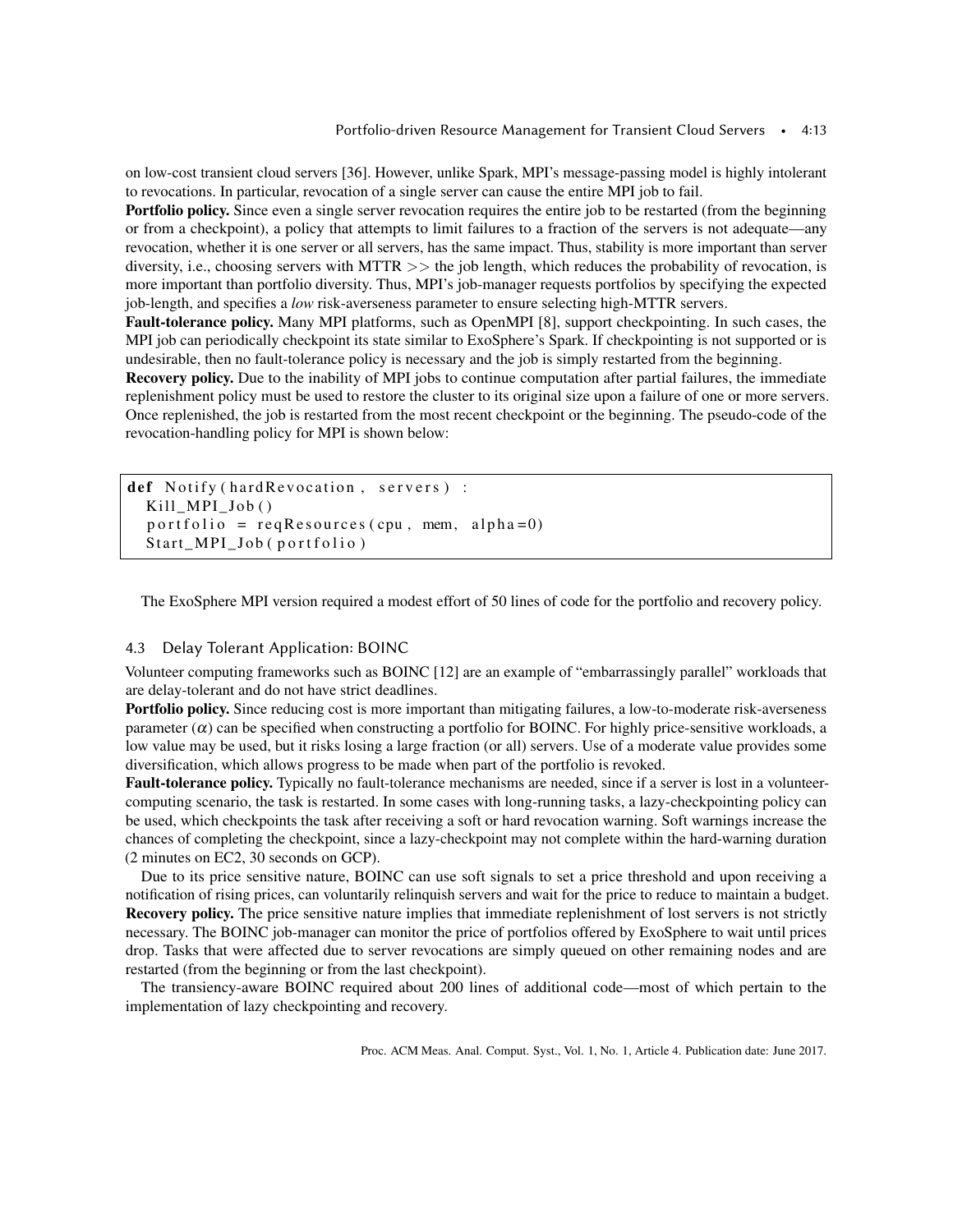on low-cost transient cloud servers [36]. However, unlike Spark, MPI's message-passing model is highly intolerant to revocations. In particular, revocation of a single server can cause the entire MPI job to fail.

**Portfolio policy.** Since even a single server revocation requires the entire job to be restarted (from the beginning or from a checkpoint), a policy that attempts to limit failures to a fraction of the servers is not adequate—any revocation, whether it is one server or all servers, has the same impact. Thus, stability is more important than server diversity, i.e., choosing servers with MTTR $>>$ the job length, which reduces the probability of revocation, is more important than portfolio diversity. Thus, MPI's job-manager requests portfolios by specifying the expected job-length, and specifies a *low* risk-averseness parameter to ensure selecting high-MTTR servers.

**Fault-tolerance policy.** Many MPI platforms, such as OpenMPI [8], support checkpointing. In such cases, the MPI job can periodically checkpoint its state similar to ExoSphere's Spark. If checkpointing is not supported or is undesirable, then no fault-tolerance policy is necessary and the job is simply restarted from the beginning.

**Recovery policy.** Due to the inability of MPI jobs to continue computation after partial failures, the immediate replenishment policy must be used to restore the cluster to its original size upon a failure of one or more servers. Once replenished, the job is restarted from the most recent checkpoint or the beginning. The pseudo-code of the revocation-handling policy for MPI is shown below:

```
def Notify(hardRevocation, servers):
  Kill_MPI_Job()
  portfolio = reqResources(cpu, mem, alpha=0)
  Start_MPI_Job(portfolio)
```

The ExoSphere MPI version required a modest effort of 50 lines of code for the portfolio and recovery policy.

### 4.3 Delay Tolerant Application: BOINC

Volunteer computing frameworks such as BOINC [12] are an example of "embarrassingly parallel" workloads that are delay-tolerant and do not have strict deadlines.

**Portfolio policy.** Since reducing cost is more important than mitigating failures, a low-to-moderate risk-averseness parameter ($\alpha$) can be specified when constructing a portfolio for BOINC. For highly price-sensitive workloads, a low value may be used, but it risks losing a large fraction (or all) servers. Use of a moderate value provides some diversification, which allows progress to be made when part of the portfolio is revoked.

**Fault-tolerance policy.** Typically no fault-tolerance mechanisms are needed, since if a server is lost in a volunteer-computing scenario, the task is restarted. In some cases with long-running tasks, a lazy-checkpointing policy can be used, which checkpoints the task after receiving a soft or hard revocation warning. Soft warnings increase the chances of completing the checkpoint, since a lazy-checkpoint may not complete within the hard-warning duration (2 minutes on EC2, 30 seconds on GCP).

Due to its price sensitive nature, BOINC can use soft signals to set a price threshold and upon receiving a notification of rising prices, can voluntarily relinquish servers and wait for the price to reduce to maintain a budget.

**Recovery policy.** The price sensitive nature implies that immediate replenishment of lost servers is not strictly necessary. The BOINC job-manager can monitor the price of portfolios offered by ExoSphere to wait until prices drop. Tasks that were affected due to server revocations are simply queued on other remaining nodes and are restarted (from the beginning or from the last checkpoint).

The transiency-aware BOINC required about 200 lines of additional code—most of which pertain to the implementation of lazy checkpointing and recovery.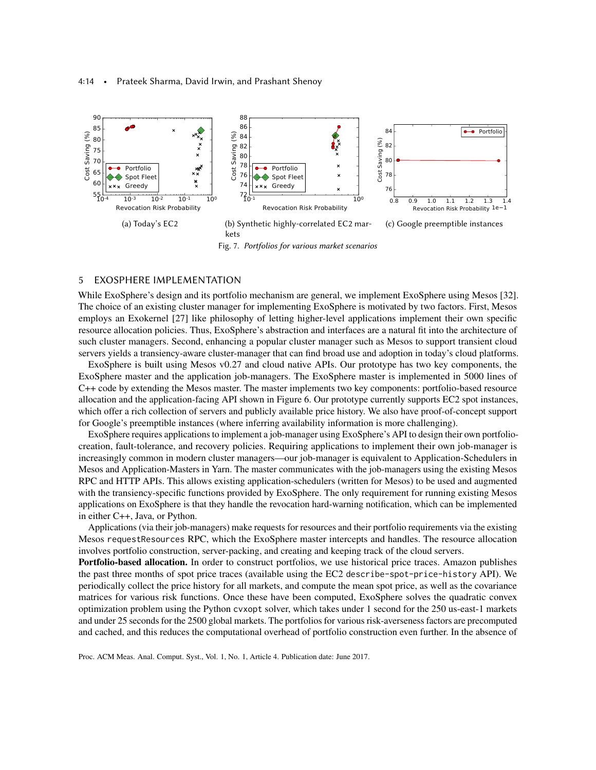(a) Today's EC2

(b) Synthetic highly-correlated EC2 markets

(c) Google preemptible instances

Fig. 7. *Portfolios for various market scenarios*

## 5 EXOSPHERE IMPLEMENTATION

While ExoSphere's design and its portfolio mechanism are general, we implement ExoSphere using Mesos [32]. The choice of an existing cluster manager for implementing ExoSphere is motivated by two factors. First, Mesos employs an Exokernel [27] like philosophy of letting higher-level applications implement their own specific resource allocation policies. Thus, ExoSphere's abstraction and interfaces are a natural fit into the architecture of such cluster managers. Second, enhancing a popular cluster manager such as Mesos to support transient cloud servers yields a transiency-aware cluster-manager that can find broad use and adoption in today's cloud platforms.

ExoSphere is built using Mesos v0.27 and cloud native APIs. Our prototype has two key components, the ExoSphere master and the application job-managers. The ExoSphere master is implemented in 5000 lines of C++ code by extending the Mesos master. The master implements two key components: portfolio-based resource allocation and the application-facing API shown in Figure 6. Our prototype currently supports EC2 spot instances, which offer a rich collection of servers and publicly available price history. We also have proof-of-concept support for Google's preemptible instances (where inferring availability information is more challenging).

ExoSphere requires applications to implement a job-manager using ExoSphere's API to design their own portfolio-creation, fault-tolerance, and recovery policies. Requiring applications to implement their own job-manager is increasingly common in modern cluster managers—our job-manager is equivalent to Application-Schedulers in Mesos and Application-Masters in Yarn. The master communicates with the job-managers using the existing Mesos RPC and HTTP APIs. This allows existing application-schedulers (written for Mesos) to be used and augmented with the transiency-specific functions provided by ExoSphere. The only requirement for running existing Mesos applications on ExoSphere is that they handle the revocation hard-warning notification, which can be implemented in either C++, Java, or Python.

Applications (via their job-managers) make requests for resources and their portfolio requirements via the existing Mesos `requestResources` RPC, which the ExoSphere master intercepts and handles. The resource allocation involves portfolio construction, server-packing, and creating and keeping track of the cloud servers.

**Portfolio-based allocation.** In order to construct portfolios, we use historical price traces. Amazon publishes the past three months of spot price traces (available using the EC2 `describe-spot-price-history` API). We periodically collect the price history for all markets, and compute the mean spot price, as well as the covariance matrices for various risk functions. Once these have been computed, ExoSphere solves the quadratic convex optimization problem using the Python `cvxopt` solver, which takes under 1 second for the 250 us-east-1 markets and under 25 seconds for the 2500 global markets. The portfolios for various risk-averseness factors are precomputed and cached, and this reduces the computational overhead of portfolio construction even further. In the absence of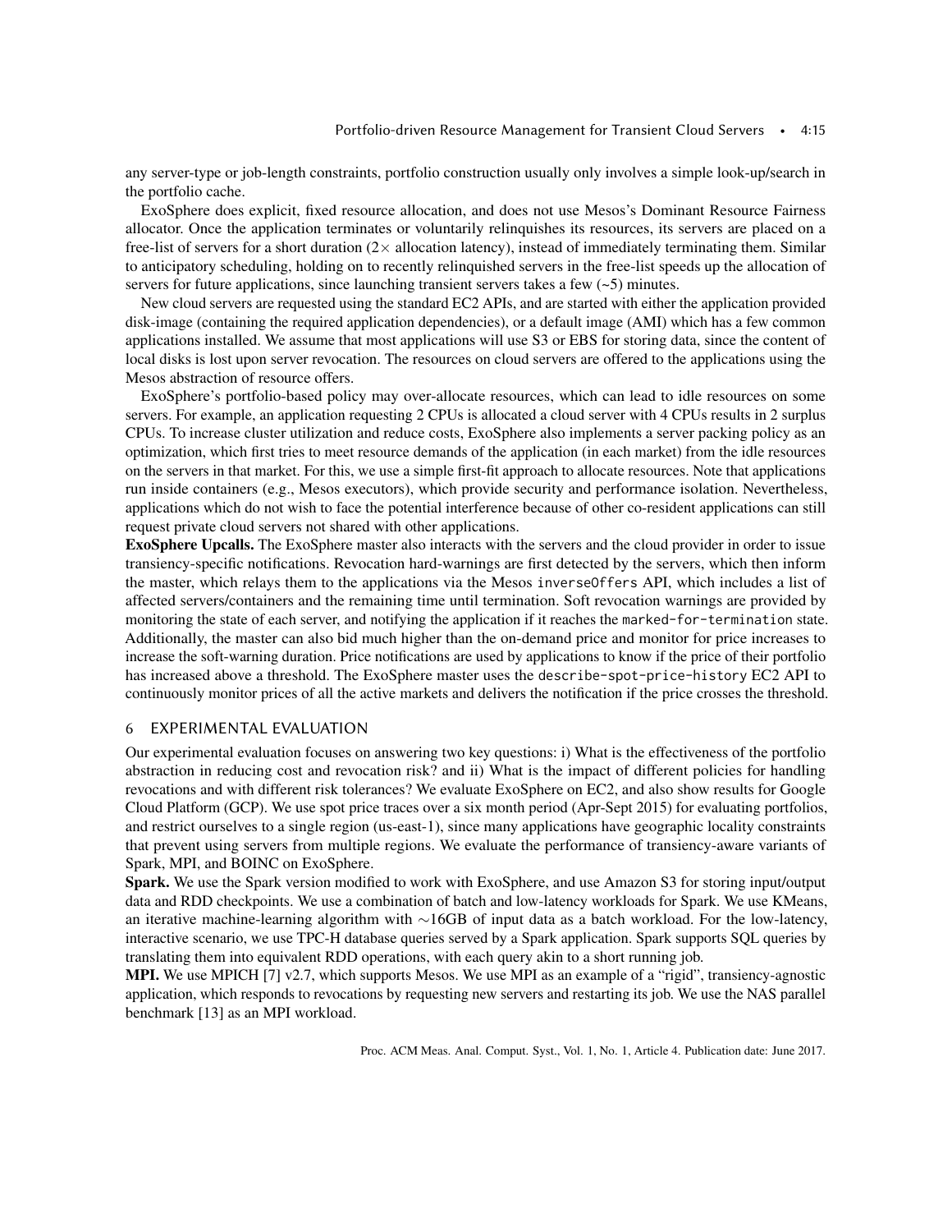any server-type or job-length constraints, portfolio construction usually only involves a simple look-up/search in the portfolio cache.

ExoSphere does explicit, fixed resource allocation, and does not use Mesos's Dominant Resource Fairness allocator. Once the application terminates or voluntarily relinquishes its resources, its servers are placed on a free-list of servers for a short duration (2× allocation latency), instead of immediately terminating them. Similar to anticipatory scheduling, holding on to recently relinquished servers in the free-list speeds up the allocation of servers for future applications, since launching transient servers takes a few (~5) minutes.

New cloud servers are requested using the standard EC2 APIs, and are started with either the application provided disk-image (containing the required application dependencies), or a default image (AMI) which has a few common applications installed. We assume that most applications will use S3 or EBS for storing data, since the content of local disks is lost upon server revocation. The resources on cloud servers are offered to the applications using the Mesos abstraction of resource offers.

ExoSphere's portfolio-based policy may over-allocate resources, which can lead to idle resources on some servers. For example, an application requesting 2 CPUs is allocated a cloud server with 4 CPUs results in 2 surplus CPUs. To increase cluster utilization and reduce costs, ExoSphere also implements a server packing policy as an optimization, which first tries to meet resource demands of the application (in each market) from the idle resources on the servers in that market. For this, we use a simple first-fit approach to allocate resources. Note that applications run inside containers (e.g., Mesos executors), which provide security and performance isolation. Nevertheless, applications which do not wish to face the potential interference because of other co-resident applications can still request private cloud servers not shared with other applications.

**ExoSphere Upcalls.** The ExoSphere master also interacts with the servers and the cloud provider in order to issue transiency-specific notifications. Revocation hard-warnings are first detected by the servers, which then inform the master, which relays them to the applications via the Mesos `inverseOffers` API, which includes a list of affected servers/containers and the remaining time until termination. Soft revocation warnings are provided by monitoring the state of each server, and notifying the application if it reaches the `marked-for-termination` state. Additionally, the master can also bid much higher than the on-demand price and monitor for price increases to increase the soft-warning duration. Price notifications are used by applications to know if the price of their portfolio has increased above a threshold. The ExoSphere master uses the `describe-spot-price-history` EC2 API to continuously monitor prices of all the active markets and delivers the notification if the price crosses the threshold.

## 6 EXPERIMENTAL EVALUATION

Our experimental evaluation focuses on answering two key questions: i) What is the effectiveness of the portfolio abstraction in reducing cost and revocation risk? and ii) What is the impact of different policies for handling revocations and with different risk tolerances? We evaluate ExoSphere on EC2, and also show results for Google Cloud Platform (GCP). We use spot price traces over a six month period (Apr-Sept 2015) for evaluating portfolios, and restrict ourselves to a single region (us-east-1), since many applications have geographic locality constraints that prevent using servers from multiple regions. We evaluate the performance of transiency-aware variants of Spark, MPI, and BOINC on ExoSphere.

**Spark.** We use the Spark version modified to work with ExoSphere, and use Amazon S3 for storing input/output data and RDD checkpoints. We use a combination of batch and low-latency workloads for Spark. We use KMeans, an iterative machine-learning algorithm with ∼16GB of input data as a batch workload. For the low-latency, interactive scenario, we use TPC-H database queries served by a Spark application. Spark supports SQL queries by translating them into equivalent RDD operations, with each query akin to a short running job.

**MPI.** We use MPICH [7] v2.7, which supports Mesos. We use MPI as an example of a "rigid", transiency-agnostic application, which responds to revocations by requesting new servers and restarting its job. We use the NAS parallel benchmark [13] as an MPI workload.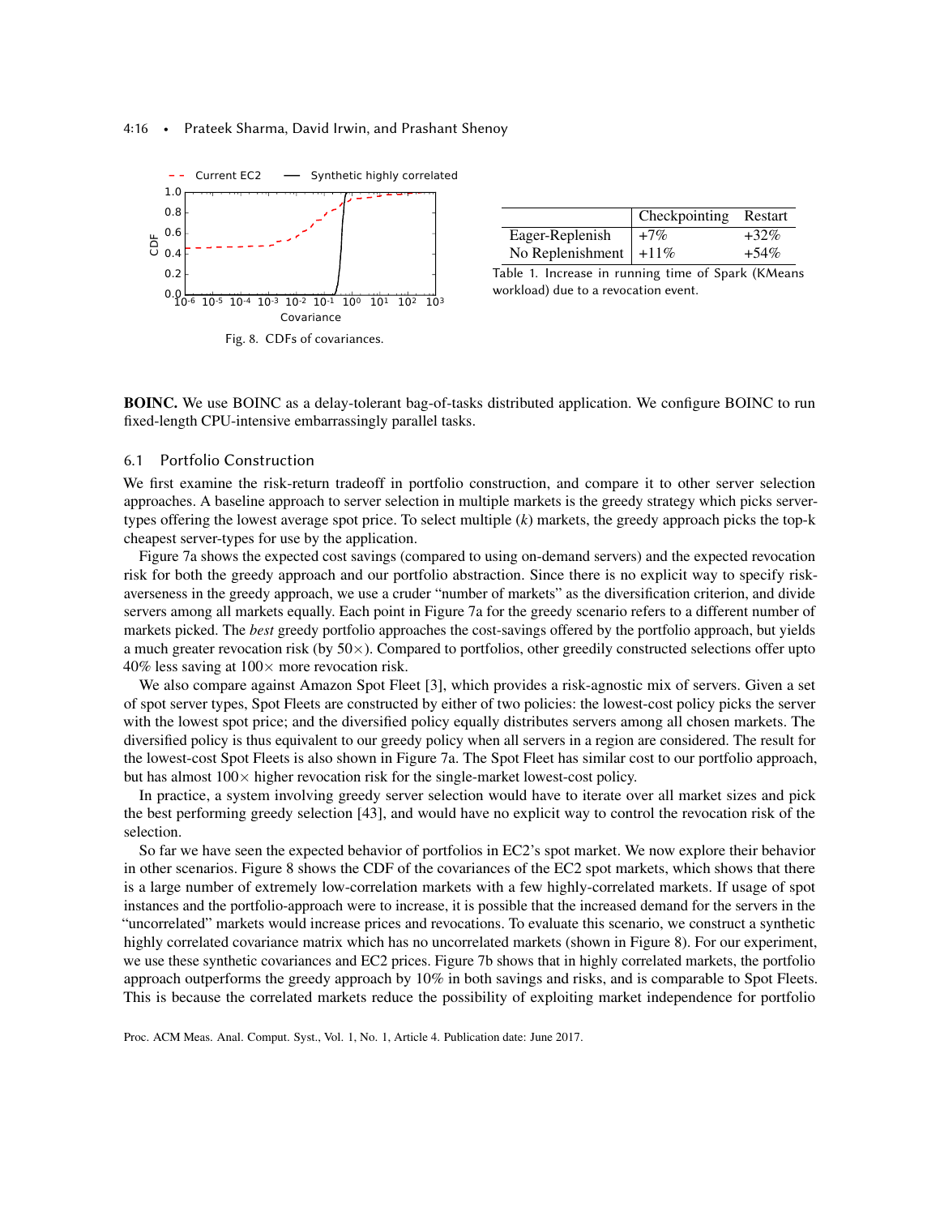Fig. 8. CDFs of covariances.

| | Checkpointing | Restart |
|---|---|---|
| Eager-Replenish | +7% | +32% |
| No Replenishment | +11% | +54% |

Table 1. Increase in running time of Spark (KMeans workload) due to a revocation event.

**BOINC.** We use BOINC as a delay-tolerant bag-of-tasks distributed application. We configure BOINC to run fixed-length CPU-intensive embarrassingly parallel tasks.

## 6.1 Portfolio Construction

We first examine the risk-return tradeoff in portfolio construction, and compare it to other server selection approaches. A baseline approach to server selection in multiple markets is the greedy strategy which picks server-types offering the lowest average spot price. To select multiple ($k$) markets, the greedy approach picks the top-k cheapest server-types for use by the application.

Figure 7a shows the expected cost savings (compared to using on-demand servers) and the expected revocation risk for both the greedy approach and our portfolio abstraction. Since there is no explicit way to specify risk-averseness in the greedy approach, we use a cruder "number of markets" as the diversification criterion, and divide servers among all markets equally. Each point in Figure 7a for the greedy scenario refers to a different number of markets picked. The *best* greedy portfolio approaches the cost-savings offered by the portfolio approach, but yields a much greater revocation risk (by 50×). Compared to portfolios, other greedily constructed selections offer upto 40% less saving at 100× more revocation risk.

We also compare against Amazon Spot Fleet [3], which provides a risk-agnostic mix of servers. Given a set of spot server types, Spot Fleets are constructed by either of two policies: the lowest-cost policy picks the server with the lowest spot price; and the diversified policy equally distributes servers among all chosen markets. The diversified policy is thus equivalent to our greedy policy when all servers in a region are considered. The result for the lowest-cost Spot Fleets is also shown in Figure 7a. The Spot Fleet has similar cost to our portfolio approach, but has almost 100× higher revocation risk for the single-market lowest-cost policy.

In practice, a system involving greedy server selection would have to iterate over all market sizes and pick the best performing greedy selection [43], and would have no explicit way to control the revocation risk of the selection.

So far we have seen the expected behavior of portfolios in EC2's spot market. We now explore their behavior in other scenarios. Figure 8 shows the CDF of the covariances of the EC2 spot markets, which shows that there is a large number of extremely low-correlation markets with a few highly-correlated markets. If usage of spot instances and the portfolio-approach were to increase, it is possible that the increased demand for the servers in the "uncorrelated" markets would increase prices and revocations. To evaluate this scenario, we construct a synthetic highly correlated covariance matrix which has no uncorrelated markets (shown in Figure 8). For our experiment, we use these synthetic covariances and EC2 prices. Figure 7b shows that in highly correlated markets, the portfolio approach outperforms the greedy approach by 10% in both savings and risks, and is comparable to Spot Fleets. This is because the correlated markets reduce the possibility of exploiting market independence for portfolio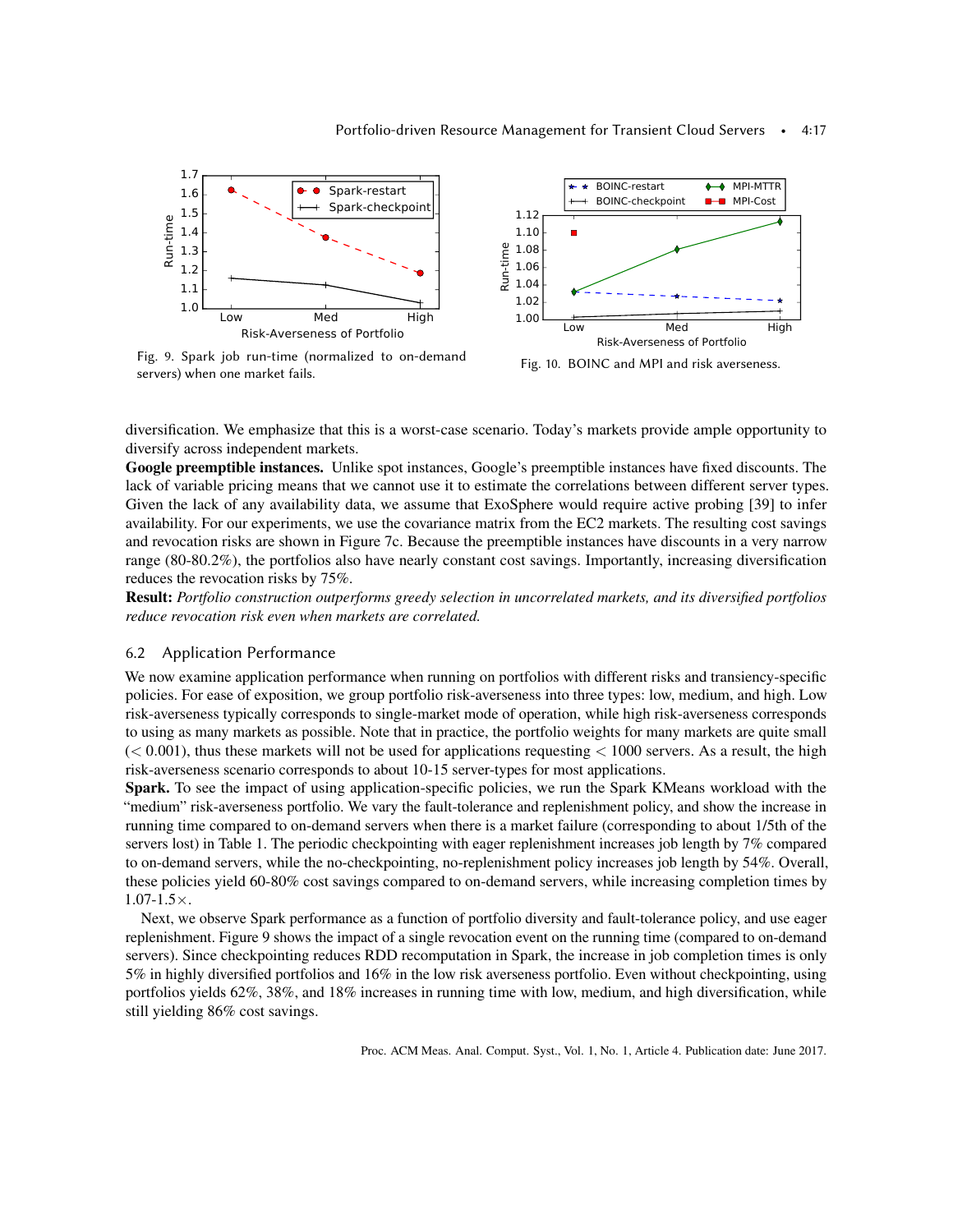Fig. 9. Spark job run-time (normalized to on-demand servers) when one market fails.

Fig. 10. BOINC and MPI and risk averseness.

diversification. We emphasize that this is a worst-case scenario. Today's markets provide ample opportunity to diversify across independent markets.

**Google preemptible instances.** Unlike spot instances, Google's preemptible instances have fixed discounts. The lack of variable pricing means that we cannot use it to estimate the correlations between different server types. Given the lack of any availability data, we assume that ExoSphere would require active probing [39] to infer availability. For our experiments, we use the covariance matrix from the EC2 markets. The resulting cost savings and revocation risks are shown in Figure 7c. Because the preemptible instances have discounts in a very narrow range (80-80.2%), the portfolios also have nearly constant cost savings. Importantly, increasing diversification reduces the revocation risks by 75%.

**Result:** *Portfolio construction outperforms greedy selection in uncorrelated markets, and its diversified portfolios reduce revocation risk even when markets are correlated.*

## 6.2 Application Performance

We now examine application performance when running on portfolios with different risks and transiency-specific policies. For ease of exposition, we group portfolio risk-averseness into three types: low, medium, and high. Low risk-averseness typically corresponds to single-market mode of operation, while high risk-averseness corresponds to using as many markets as possible. Note that in practice, the portfolio weights for many markets are quite small ($< 0.001$), thus these markets will not be used for applications requesting $< 1000$ servers. As a result, the high risk-averseness scenario corresponds to about 10-15 server-types for most applications.

**Spark.** To see the impact of using application-specific policies, we run the Spark KMeans workload with the "medium" risk-averseness portfolio. We vary the fault-tolerance and replenishment policy, and show the increase in running time compared to on-demand servers when there is a market failure (corresponding to about 1/5th of the servers lost) in Table 1. The periodic checkpointing with eager replenishment increases job length by 7% compared to on-demand servers, while the no-checkpointing, no-replenishment policy increases job length by 54%. Overall, these policies yield 60-80% cost savings compared to on-demand servers, while increasing completion times by 1.07-1.5×.

Next, we observe Spark performance as a function of portfolio diversity and fault-tolerance policy, and use eager replenishment. Figure 9 shows the impact of a single revocation event on the running time (compared to on-demand servers). Since checkpointing reduces RDD recomputation in Spark, the increase in job completion times is only 5% in highly diversified portfolios and 16% in the low risk averseness portfolio. Even without checkpointing, using portfolios yields 62%, 38%, and 18% increases in running time with low, medium, and high diversification, while still yielding 86% cost savings.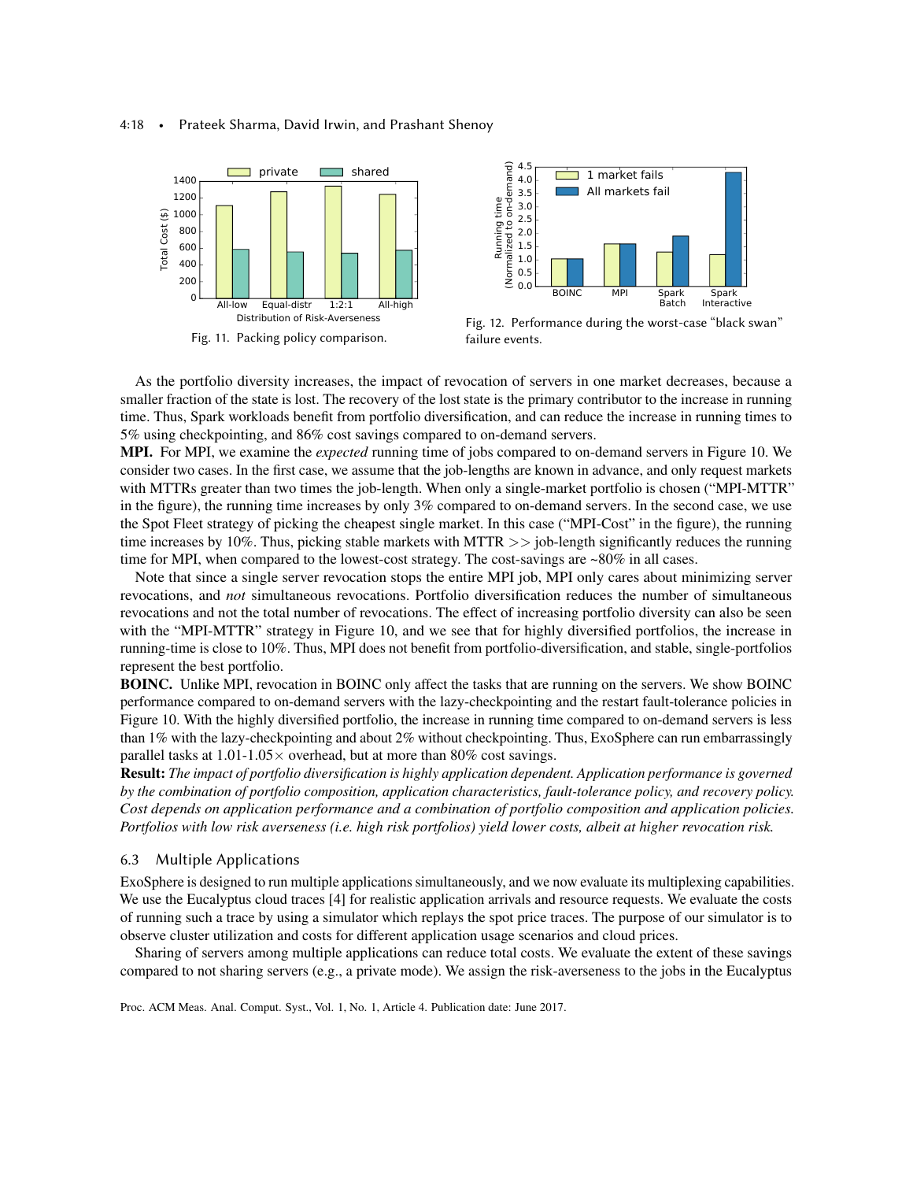Fig. 11. Packing policy comparison.

Fig. 12. Performance during the worst-case "black swan" failure events.

As the portfolio diversity increases, the impact of revocation of servers in one market decreases, because a smaller fraction of the state is lost. The recovery of the lost state is the primary contributor to the increase in running time. Thus, Spark workloads benefit from portfolio diversification, and can reduce the increase in running times to 5% using checkpointing, and 86% cost savings compared to on-demand servers.

**MPI.** For MPI, we examine the *expected* running time of jobs compared to on-demand servers in Figure 10. We consider two cases. In the first case, we assume that the job-lengths are known in advance, and only request markets with MTTRs greater than two times the job-length. When only a single-market portfolio is chosen ("MPI-MTTR" in the figure), the running time increases by only 3% compared to on-demand servers. In the second case, we use the Spot Fleet strategy of picking the cheapest single market. In this case ("MPI-Cost" in the figure), the running time increases by 10%. Thus, picking stable markets with MTTR >> job-length significantly reduces the running time for MPI, when compared to the lowest-cost strategy. The cost-savings are ~80% in all cases.

Note that since a single server revocation stops the entire MPI job, MPI only cares about minimizing server revocations, and *not* simultaneous revocations. Portfolio diversification reduces the number of simultaneous revocations and not the total number of revocations. The effect of increasing portfolio diversity can also be seen with the "MPI-MTTR" strategy in Figure 10, and we see that for highly diversified portfolios, the increase in running-time is close to 10%. Thus, MPI does not benefit from portfolio-diversification, and stable, single-portfolios represent the best portfolio.

**BOINC.** Unlike MPI, revocation in BOINC only affect the tasks that are running on the servers. We show BOINC performance compared to on-demand servers with the lazy-checkpointing and the restart fault-tolerance policies in Figure 10. With the highly diversified portfolio, the increase in running time compared to on-demand servers is less than 1% with the lazy-checkpointing and about 2% without checkpointing. Thus, ExoSphere can run embarrassingly parallel tasks at 1.01-1.05× overhead, but at more than 80% cost savings.

**Result:** *The impact of portfolio diversification is highly application dependent. Application performance is governed by the combination of portfolio composition, application characteristics, fault-tolerance policy, and recovery policy. Cost depends on application performance and a combination of portfolio composition and application policies. Portfolios with low risk averseness (i.e. high risk portfolios) yield lower costs, albeit at higher revocation risk.*

### 6.3 Multiple Applications

ExoSphere is designed to run multiple applications simultaneously, and we now evaluate its multiplexing capabilities. We use the Eucalyptus cloud traces [4] for realistic application arrivals and resource requests. We evaluate the costs of running such a trace by using a simulator which replays the spot price traces. The purpose of our simulator is to observe cluster utilization and costs for different application usage scenarios and cloud prices.

Sharing of servers among multiple applications can reduce total costs. We evaluate the extent of these savings compared to not sharing servers (e.g., a private mode). We assign the risk-averseness to the jobs in the Eucalyptus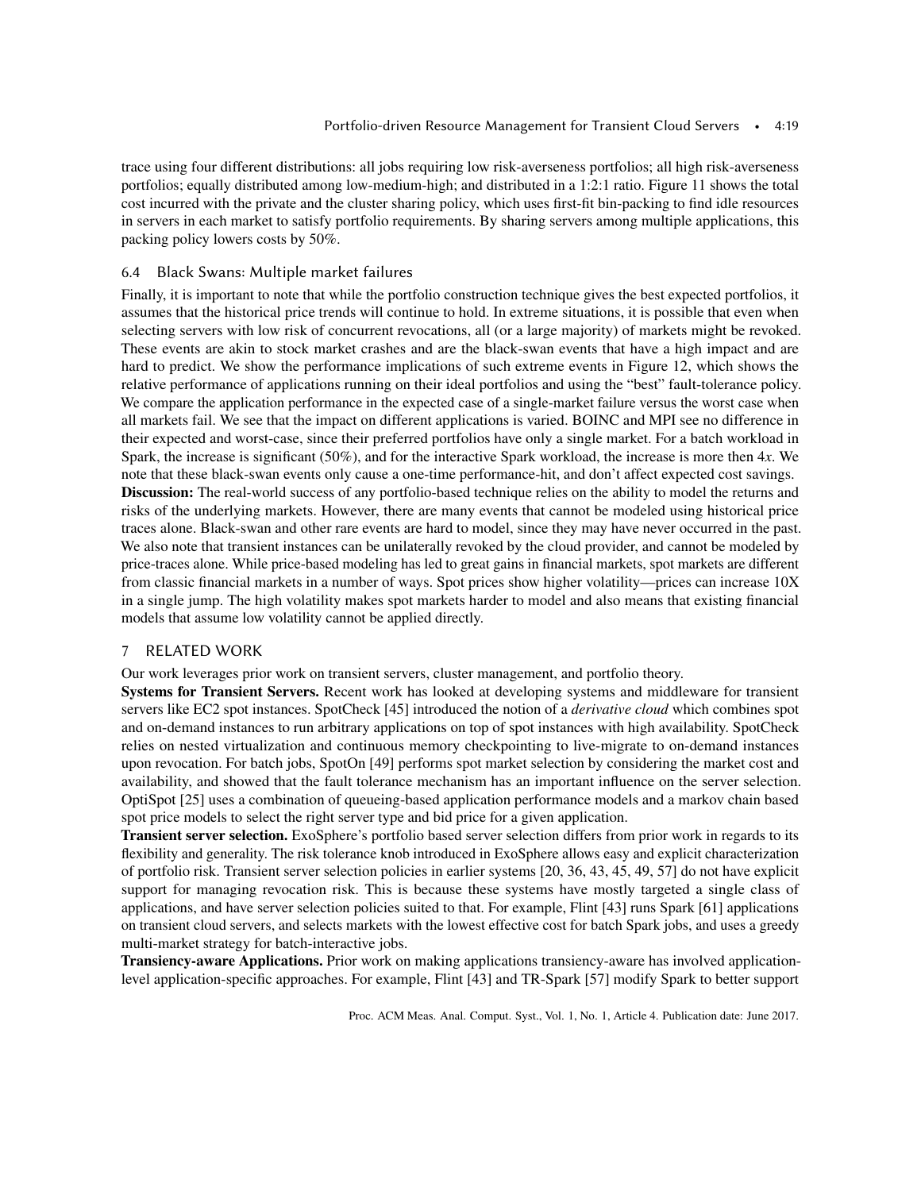trace using four different distributions: all jobs requiring low risk-averseness portfolios; all high risk-averseness portfolios; equally distributed among low-medium-high; and distributed in a 1:2:1 ratio. Figure 11 shows the total cost incurred with the private and the cluster sharing policy, which uses first-fit bin-packing to find idle resources in servers in each market to satisfy portfolio requirements. By sharing servers among multiple applications, this packing policy lowers costs by 50%.

### 6.4 Black Swans: Multiple market failures

Finally, it is important to note that while the portfolio construction technique gives the best expected portfolios, it assumes that the historical price trends will continue to hold. In extreme situations, it is possible that even when selecting servers with low risk of concurrent revocations, all (or a large majority) of markets might be revoked. These events are akin to stock market crashes and are the black-swan events that have a high impact and are hard to predict. We show the performance implications of such extreme events in Figure 12, which shows the relative performance of applications running on their ideal portfolios and using the "best" fault-tolerance policy. We compare the application performance in the expected case of a single-market failure versus the worst case when all markets fail. We see that the impact on different applications is varied. BOINC and MPI see no difference in their expected and worst-case, since their preferred portfolios have only a single market. For a batch workload in Spark, the increase is significant (50%), and for the interactive Spark workload, the increase is more then 4*x*. We note that these black-swan events only cause a one-time performance-hit, and don't affect expected cost savings.

**Discussion:** The real-world success of any portfolio-based technique relies on the ability to model the returns and risks of the underlying markets. However, there are many events that cannot be modeled using historical price traces alone. Black-swan and other rare events are hard to model, since they may have never occurred in the past. We also note that transient instances can be unilaterally revoked by the cloud provider, and cannot be modeled by price-traces alone. While price-based modeling has led to great gains in financial markets, spot markets are different from classic financial markets in a number of ways. Spot prices show higher volatility—prices can increase 10X in a single jump. The high volatility makes spot markets harder to model and also means that existing financial models that assume low volatility cannot be applied directly.

## 7 RELATED WORK

Our work leverages prior work on transient servers, cluster management, and portfolio theory.

**Systems for Transient Servers.** Recent work has looked at developing systems and middleware for transient servers like EC2 spot instances. SpotCheck [45] introduced the notion of a *derivative cloud* which combines spot and on-demand instances to run arbitrary applications on top of spot instances with high availability. SpotCheck relies on nested virtualization and continuous memory checkpointing to live-migrate to on-demand instances upon revocation. For batch jobs, SpotOn [49] performs spot market selection by considering the market cost and availability, and showed that the fault tolerance mechanism has an important influence on the server selection. OptiSpot [25] uses a combination of queueing-based application performance models and a markov chain based spot price models to select the right server type and bid price for a given application.

**Transient server selection.** ExoSphere's portfolio based server selection differs from prior work in regards to its flexibility and generality. The risk tolerance knob introduced in ExoSphere allows easy and explicit characterization of portfolio risk. Transient server selection policies in earlier systems [20, 36, 43, 45, 49, 57] do not have explicit support for managing revocation risk. This is because these systems have mostly targeted a single class of applications, and have server selection policies suited to that. For example, Flint [43] runs Spark [61] applications on transient cloud servers, and selects markets with the lowest effective cost for batch Spark jobs, and uses a greedy multi-market strategy for batch-interactive jobs.

**Transiency-aware Applications.** Prior work on making applications transiency-aware has involved application-level application-specific approaches. For example, Flint [43] and TR-Spark [57] modify Spark to better support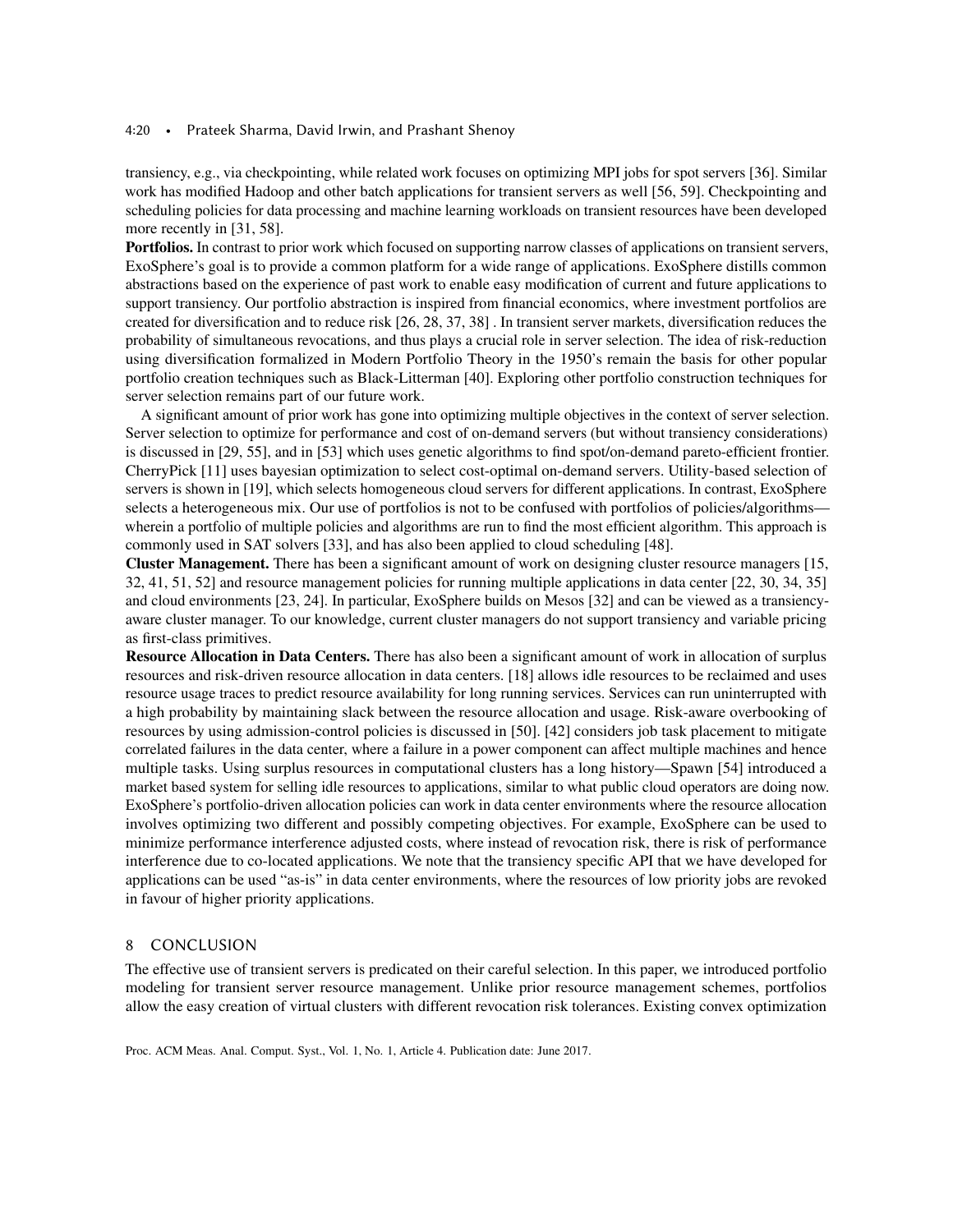transiency, e.g., via checkpointing, while related work focuses on optimizing MPI jobs for spot servers [36]. Similar work has modified Hadoop and other batch applications for transient servers as well [56, 59]. Checkpointing and scheduling policies for data processing and machine learning workloads on transient resources have been developed more recently in [31, 58].

**Portfolios.** In contrast to prior work which focused on supporting narrow classes of applications on transient servers, ExoSphere's goal is to provide a common platform for a wide range of applications. ExoSphere distills common abstractions based on the experience of past work to enable easy modification of current and future applications to support transiency. Our portfolio abstraction is inspired from financial economics, where investment portfolios are created for diversification and to reduce risk [26, 28, 37, 38] . In transient server markets, diversification reduces the probability of simultaneous revocations, and thus plays a crucial role in server selection. The idea of risk-reduction using diversification formalized in Modern Portfolio Theory in the 1950's remain the basis for other popular portfolio creation techniques such as Black-Litterman [40]. Exploring other portfolio construction techniques for server selection remains part of our future work.

A significant amount of prior work has gone into optimizing multiple objectives in the context of server selection. Server selection to optimize for performance and cost of on-demand servers (but without transiency considerations) is discussed in [29, 55], and in [53] which uses genetic algorithms to find spot/on-demand pareto-efficient frontier. CherryPick [11] uses bayesian optimization to select cost-optimal on-demand servers. Utility-based selection of servers is shown in [19], which selects homogeneous cloud servers for different applications. In contrast, ExoSphere selects a heterogeneous mix. Our use of portfolios is not to be confused with portfolios of policies/algorithms—wherein a portfolio of multiple policies and algorithms are run to find the most efficient algorithm. This approach is commonly used in SAT solvers [33], and has also been applied to cloud scheduling [48].

**Cluster Management.** There has been a significant amount of work on designing cluster resource managers [15, 32, 41, 51, 52] and resource management policies for running multiple applications in data center [22, 30, 34, 35] and cloud environments [23, 24]. In particular, ExoSphere builds on Mesos [32] and can be viewed as a transiency-aware cluster manager. To our knowledge, current cluster managers do not support transiency and variable pricing as first-class primitives.

**Resource Allocation in Data Centers.** There has also been a significant amount of work in allocation of surplus resources and risk-driven resource allocation in data centers. [18] allows idle resources to be reclaimed and uses resource usage traces to predict resource availability for long running services. Services can run uninterrupted with a high probability by maintaining slack between the resource allocation and usage. Risk-aware overbooking of resources by using admission-control policies is discussed in [50]. [42] considers job task placement to mitigate correlated failures in the data center, where a failure in a power component can affect multiple machines and hence multiple tasks. Using surplus resources in computational clusters has a long history—Spawn [54] introduced a market based system for selling idle resources to applications, similar to what public cloud operators are doing now. ExoSphere's portfolio-driven allocation policies can work in data center environments where the resource allocation involves optimizing two different and possibly competing objectives. For example, ExoSphere can be used to minimize performance interference adjusted costs, where instead of revocation risk, there is risk of performance interference due to co-located applications. We note that the transiency specific API that we have developed for applications can be used "as-is" in data center environments, where the resources of low priority jobs are revoked in favour of higher priority applications.

## 8 CONCLUSION

The effective use of transient servers is predicated on their careful selection. In this paper, we introduced portfolio modeling for transient server resource management. Unlike prior resource management schemes, portfolios allow the easy creation of virtual clusters with different revocation risk tolerances. Existing convex optimization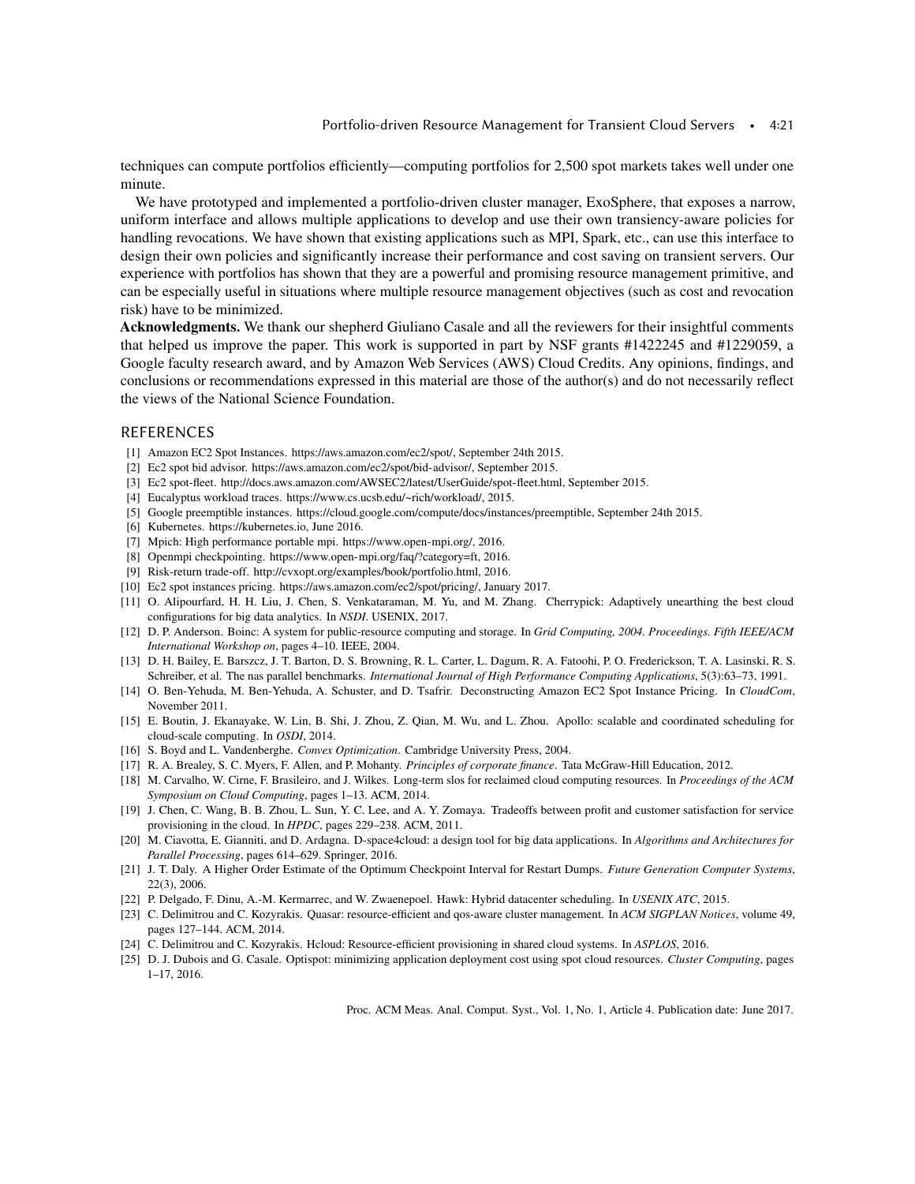techniques can compute portfolios efficiently—computing portfolios for 2,500 spot markets takes well under one minute.

We have prototyped and implemented a portfolio-driven cluster manager, ExoSphere, that exposes a narrow, uniform interface and allows multiple applications to develop and use their own transiency-aware policies for handling revocations. We have shown that existing applications such as MPI, Spark, etc., can use this interface to design their own policies and significantly increase their performance and cost saving on transient servers. Our experience with portfolios has shown that they are a powerful and promising resource management primitive, and can be especially useful in situations where multiple resource management objectives (such as cost and revocation risk) have to be minimized.

**Acknowledgments.** We thank our shepherd Giuliano Casale and all the reviewers for their insightful comments that helped us improve the paper. This work is supported in part by NSF grants #1422245 and #1229059, a Google faculty research award, and by Amazon Web Services (AWS) Cloud Credits. Any opinions, findings, and conclusions or recommendations expressed in this material are those of the author(s) and do not necessarily reflect the views of the National Science Foundation.

## REFERENCES

[1] Amazon EC2 Spot Instances. https://aws.amazon.com/ec2/spot/, September 24th 2015.

[2] Ec2 spot bid advisor. https://aws.amazon.com/ec2/spot/bid-advisor/, September 2015.

[3] Ec2 spot-fleet. http://docs.aws.amazon.com/AWSEC2/latest/UserGuide/spot-fleet.html, September 2015.

[4] Eucalyptus workload traces. https://www.cs.ucsb.edu/~rich/workload/, 2015.

[5] Google preemptible instances. https://cloud.google.com/compute/docs/instances/preemptible, September 24th 2015.

[6] Kubernetes. https://kubernetes.io, June 2016.

[7] Mpich: High performance portable mpi. https://www.open-mpi.org/, 2016.

[8] Openmpi checkpointing. https://www.open-mpi.org/faq/?category=ft, 2016.

[9] Risk-return trade-off. http://cvxopt.org/examples/book/portfolio.html, 2016.

[10] Ec2 spot instances pricing. https://aws.amazon.com/ec2/spot/pricing/, January 2017.

[11] O. Alipourfard, H. H. Liu, J. Chen, S. Venkataraman, M. Yu, and M. Zhang. Cherrypick: Adaptively unearthing the best cloud configurations for big data analytics. In *NSDI*. USENIX, 2017.

[12] D. P. Anderson. Boinc: A system for public-resource computing and storage. In *Grid Computing, 2004. Proceedings. Fifth IEEE/ACM International Workshop on*, pages 4–10. IEEE, 2004.

[13] D. H. Bailey, E. Barszcz, J. T. Barton, D. S. Browning, R. L. Carter, L. Dagum, R. A. Fatoohi, P. O. Frederickson, T. A. Lasinski, R. S. Schreiber, et al. The nas parallel benchmarks. *International Journal of High Performance Computing Applications*, 5(3):63–73, 1991.

[14] O. Ben-Yehuda, M. Ben-Yehuda, A. Schuster, and D. Tsafrir. Deconstructing Amazon EC2 Spot Instance Pricing. In *CloudCom*, November 2011.

[15] E. Boutin, J. Ekanayake, W. Lin, B. Shi, J. Zhou, Z. Qian, M. Wu, and L. Zhou. Apollo: scalable and coordinated scheduling for cloud-scale computing. In *OSDI*, 2014.

[16] S. Boyd and L. Vandenberghe. *Convex Optimization*. Cambridge University Press, 2004.

[17] R. A. Brealey, S. C. Myers, F. Allen, and P. Mohanty. *Principles of corporate finance*. Tata McGraw-Hill Education, 2012.

[18] M. Carvalho, W. Cirne, F. Brasileiro, and J. Wilkes. Long-term slos for reclaimed cloud computing resources. In *Proceedings of the ACM Symposium on Cloud Computing*, pages 1–13. ACM, 2014.

[19] J. Chen, C. Wang, B. B. Zhou, L. Sun, Y. C. Lee, and A. Y. Zomaya. Tradeoffs between profit and customer satisfaction for service provisioning in the cloud. In *HPDC*, pages 229–238. ACM, 2011.

[20] M. Ciavotta, E. Gianniti, and D. Ardagna. D-space4cloud: a design tool for big data applications. In *Algorithms and Architectures for Parallel Processing*, pages 614–629. Springer, 2016.

[21] J. T. Daly. A Higher Order Estimate of the Optimum Checkpoint Interval for Restart Dumps. *Future Generation Computer Systems*, 22(3), 2006.

[22] P. Delgado, F. Dinu, A.-M. Kermarrec, and W. Zwaenepoel. Hawk: Hybrid datacenter scheduling. In *USENIX ATC*, 2015.

[23] C. Delimitrou and C. Kozyrakis. Quasar: resource-efficient and qos-aware cluster management. In *ACM SIGPLAN Notices*, volume 49, pages 127–144. ACM, 2014.

[24] C. Delimitrou and C. Kozyrakis. Hcloud: Resource-efficient provisioning in shared cloud systems. In *ASPLOS*, 2016.

[25] D. J. Dubois and G. Casale. Optispot: minimizing application deployment cost using spot cloud resources. *Cluster Computing*, pages 1–17, 2016.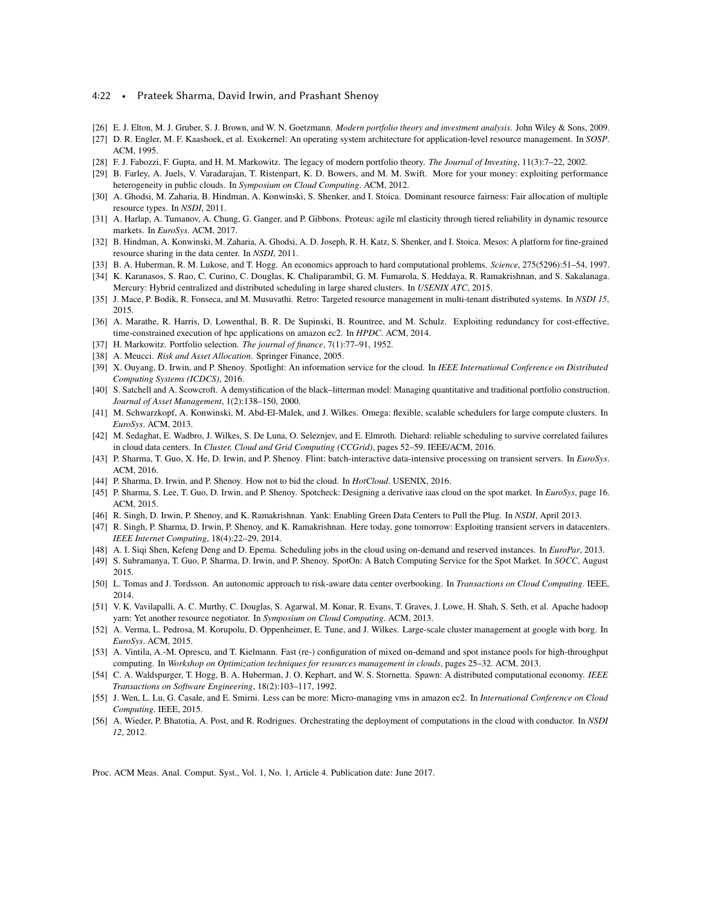[26] E. J. Elton, M. J. Gruber, S. J. Brown, and W. N. Goetzmann. *Modern portfolio theory and investment analysis*. John Wiley & Sons, 2009.

[27] D. R. Engler, M. F. Kaashoek, et al. Exokernel: An operating system architecture for application-level resource management. In *SOSP*. ACM, 1995.

[28] F. J. Fabozzi, F. Gupta, and H. M. Markowitz. The legacy of modern portfolio theory. *The Journal of Investing*, 11(3):7–22, 2002.

[29] B. Farley, A. Juels, V. Varadarajan, T. Ristenpart, K. D. Bowers, and M. M. Swift. More for your money: exploiting performance heterogeneity in public clouds. In *Symposium on Cloud Computing*. ACM, 2012.

[30] A. Ghodsi, M. Zaharia, B. Hindman, A. Konwinski, S. Shenker, and I. Stoica. Dominant resource fairness: Fair allocation of multiple resource types. In *NSDI*, 2011.

[31] A. Harlap, A. Tumanov, A. Chung, G. Ganger, and P. Gibbons. Proteus: agile ml elasticity through tiered reliability in dynamic resource markets. In *EuroSys*. ACM, 2017.

[32] B. Hindman, A. Konwinski, M. Zaharia, A. Ghodsi, A. D. Joseph, R. H. Katz, S. Shenker, and I. Stoica. Mesos: A platform for fine-grained resource sharing in the data center. In *NSDI*, 2011.

[33] B. A. Huberman, R. M. Lukose, and T. Hogg. An economics approach to hard computational problems. *Science*, 275(5296):51–54, 1997.

[34] K. Karanasos, S. Rao, C. Curino, C. Douglas, K. Chaliparambil, G. M. Fumarola, S. Heddaya, R. Ramakrishnan, and S. Sakalanaga. Mercury: Hybrid centralized and distributed scheduling in large shared clusters. In *USENIX ATC*, 2015.

[35] J. Mace, P. Bodik, R. Fonseca, and M. Musuvathi. Retro: Targeted resource management in multi-tenant distributed systems. In *NSDI 15*, 2015.

[36] A. Marathe, R. Harris, D. Lowenthal, B. R. De Supinski, B. Rountree, and M. Schulz. Exploiting redundancy for cost-effective, time-constrained execution of hpc applications on amazon ec2. In *HPDC*. ACM, 2014.

[37] H. Markowitz. Portfolio selection. *The journal of finance*, 7(1):77–91, 1952.

[38] A. Meucci. *Risk and Asset Allocation*. Springer Finance, 2005.

[39] X. Ouyang, D. Irwin, and P. Shenoy. Spotlight: An information service for the cloud. In *IEEE International Conference on Distributed Computing Systems (ICDCS)*, 2016.

[40] S. Satchell and A. Scowcroft. A demystification of the black–litterman model: Managing quantitative and traditional portfolio construction. *Journal of Asset Management*, 1(2):138–150, 2000.

[41] M. Schwarzkopf, A. Konwinski, M. Abd-El-Malek, and J. Wilkes. Omega: flexible, scalable schedulers for large compute clusters. In *EuroSys*. ACM, 2013.

[42] M. Sedaghat, E. Wadbro, J. Wilkes, S. De Luna, O. Seleznjev, and E. Elmroth. Diehard: reliable scheduling to survive correlated failures in cloud data centers. In *Cluster, Cloud and Grid Computing (CCGrid)*, pages 52–59. IEEE/ACM, 2016.

[43] P. Sharma, T. Guo, X. He, D. Irwin, and P. Shenoy. Flint: batch-interactive data-intensive processing on transient servers. In *EuroSys*. ACM, 2016.

[44] P. Sharma, D. Irwin, and P. Shenoy. How not to bid the cloud. In *HotCloud*. USENIX, 2016.

[45] P. Sharma, S. Lee, T. Guo, D. Irwin, and P. Shenoy. Spotcheck: Designing a derivative iaas cloud on the spot market. In *EuroSys*, page 16. ACM, 2015.

[46] R. Singh, D. Irwin, P. Shenoy, and K. Ramakrishnan. Yank: Enabling Green Data Centers to Pull the Plug. In *NSDI*, April 2013.

[47] R. Singh, P. Sharma, D. Irwin, P. Shenoy, and K. Ramakrishnan. Here today, gone tomorrow: Exploiting transient servers in datacenters. *IEEE Internet Computing*, 18(4):22–29, 2014.

[48] A. I. Siqi Shen, Kefeng Deng and D. Epema. Scheduling jobs in the cloud using on-demand and reserved instances. In *EuroPar*, 2013.

[49] S. Subramanya, T. Guo, P. Sharma, D. Irwin, and P. Shenoy. SpotOn: A Batch Computing Service for the Spot Market. In *SOCC*, August 2015.

[50] L. Tomas and J. Tordsson. An autonomic approach to risk-aware data center overbooking. In *Transactions on Cloud Computing*. IEEE, 2014.

[51] V. K. Vavilapalli, A. C. Murthy, C. Douglas, S. Agarwal, M. Konar, R. Evans, T. Graves, J. Lowe, H. Shah, S. Seth, et al. Apache hadoop yarn: Yet another resource negotiator. In *Symposium on Cloud Computing*. ACM, 2013.

[52] A. Verma, L. Pedrosa, M. Korupolu, D. Oppenheimer, E. Tune, and J. Wilkes. Large-scale cluster management at google with borg. In *EuroSys*. ACM, 2015.

[53] A. Vintila, A.-M. Oprescu, and T. Kielmann. Fast (re-) configuration of mixed on-demand and spot instance pools for high-throughput computing. In *Workshop on Optimization techniques for resources management in clouds*, pages 25–32. ACM, 2013.

[54] C. A. Waldspurger, T. Hogg, B. A. Huberman, J. O. Kephart, and W. S. Stornetta. Spawn: A distributed computational economy. *IEEE Transactions on Software Engineering*, 18(2):103–117, 1992.

[55] J. Wen, L. Lu, G. Casale, and E. Smirni. Less can be more: Micro-managing vms in amazon ec2. In *International Conference on Cloud Computing*. IEEE, 2015.

[56] A. Wieder, P. Bhatotia, A. Post, and R. Rodrigues. Orchestrating the deployment of computations in the cloud with conductor. In *NSDI 12*, 2012.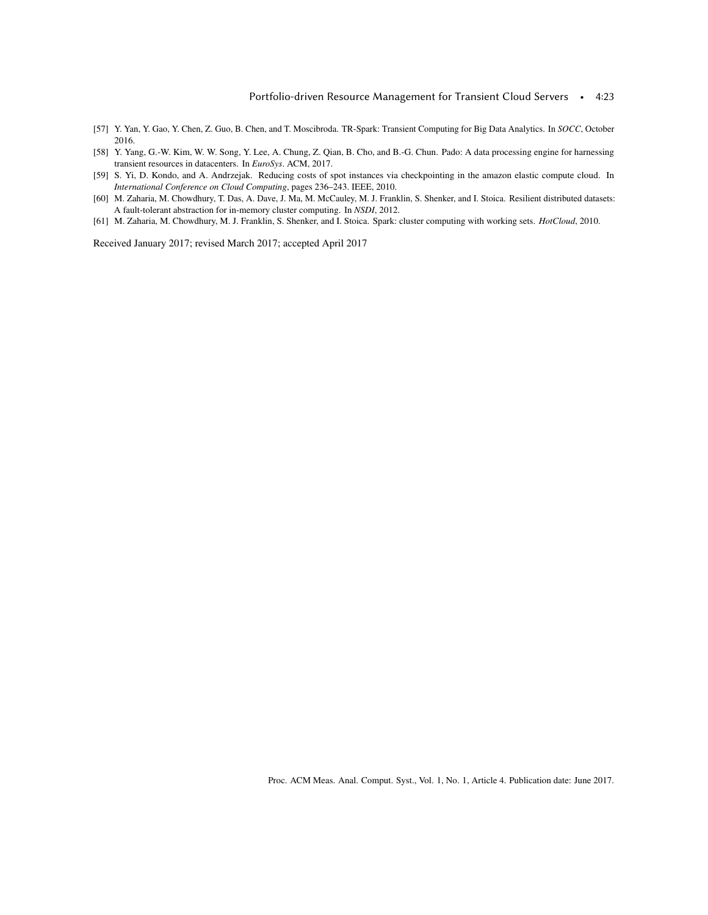[57] Y. Yan, Y. Gao, Y. Chen, Z. Guo, B. Chen, and T. Moscibroda. TR-Spark: Transient Computing for Big Data Analytics. In *SOCC*, October 2016.

[58] Y. Yang, G.-W. Kim, W. W. Song, Y. Lee, A. Chung, Z. Qian, B. Cho, and B.-G. Chun. Pado: A data processing engine for harnessing transient resources in datacenters. In *EuroSys*. ACM, 2017.

[59] S. Yi, D. Kondo, and A. Andrzejak. Reducing costs of spot instances via checkpointing in the amazon elastic compute cloud. In *International Conference on Cloud Computing*, pages 236–243. IEEE, 2010.

[60] M. Zaharia, M. Chowdhury, T. Das, A. Dave, J. Ma, M. McCauley, M. J. Franklin, S. Shenker, and I. Stoica. Resilient distributed datasets: A fault-tolerant abstraction for in-memory cluster computing. In *NSDI*, 2012.

[61] M. Zaharia, M. Chowdhury, M. J. Franklin, S. Shenker, and I. Stoica. Spark: cluster computing with working sets. *HotCloud*, 2010.

Received January 2017; revised March 2017; accepted April 2017